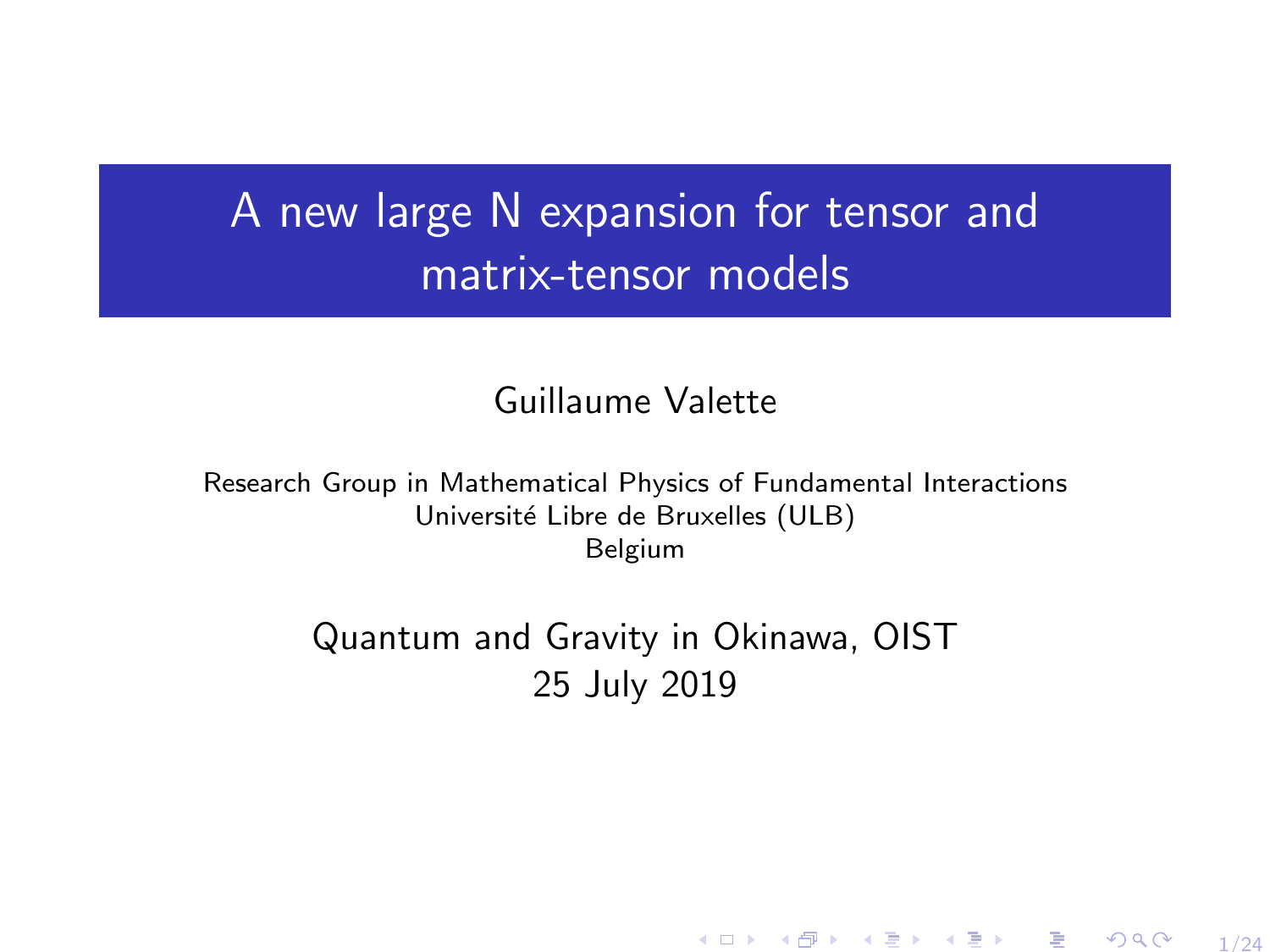# A new large N expansion for tensor and matrix-tensor models

Guillaume Valette

Research Group in Mathematical Physics of Fundamental Interactions
Université Libre de Bruxelles (ULB)
Belgium

Quantum and Gravity in Okinawa, OIST
25 July 2019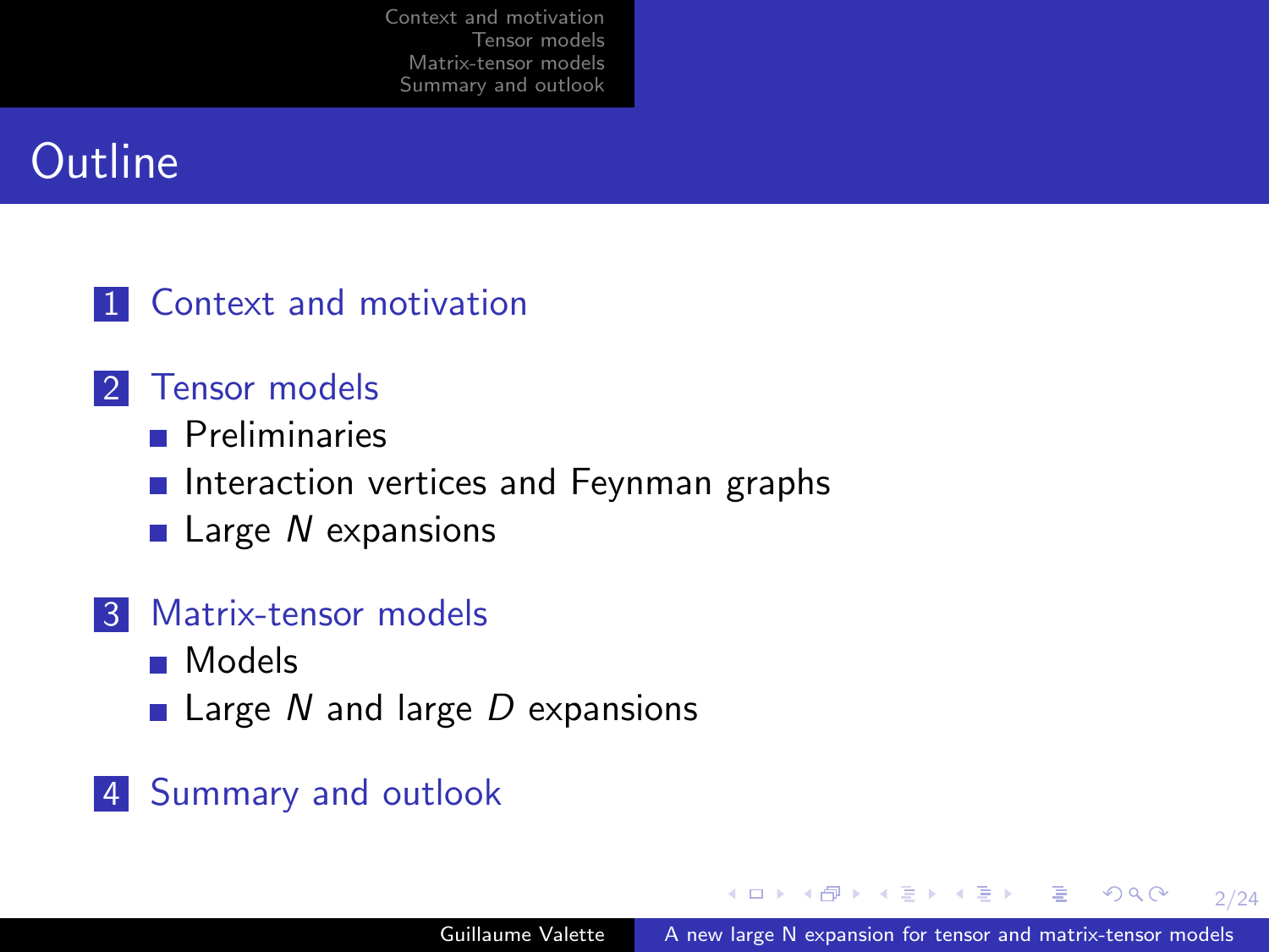# Outline

1. Context and motivation
2. Tensor models
   - Preliminaries
   - Interaction vertices and Feynman graphs
   - Large $N$ expansions
3. Matrix-tensor models
   - Models
   - Large $N$ and large $D$ expansions
4. Summary and outlook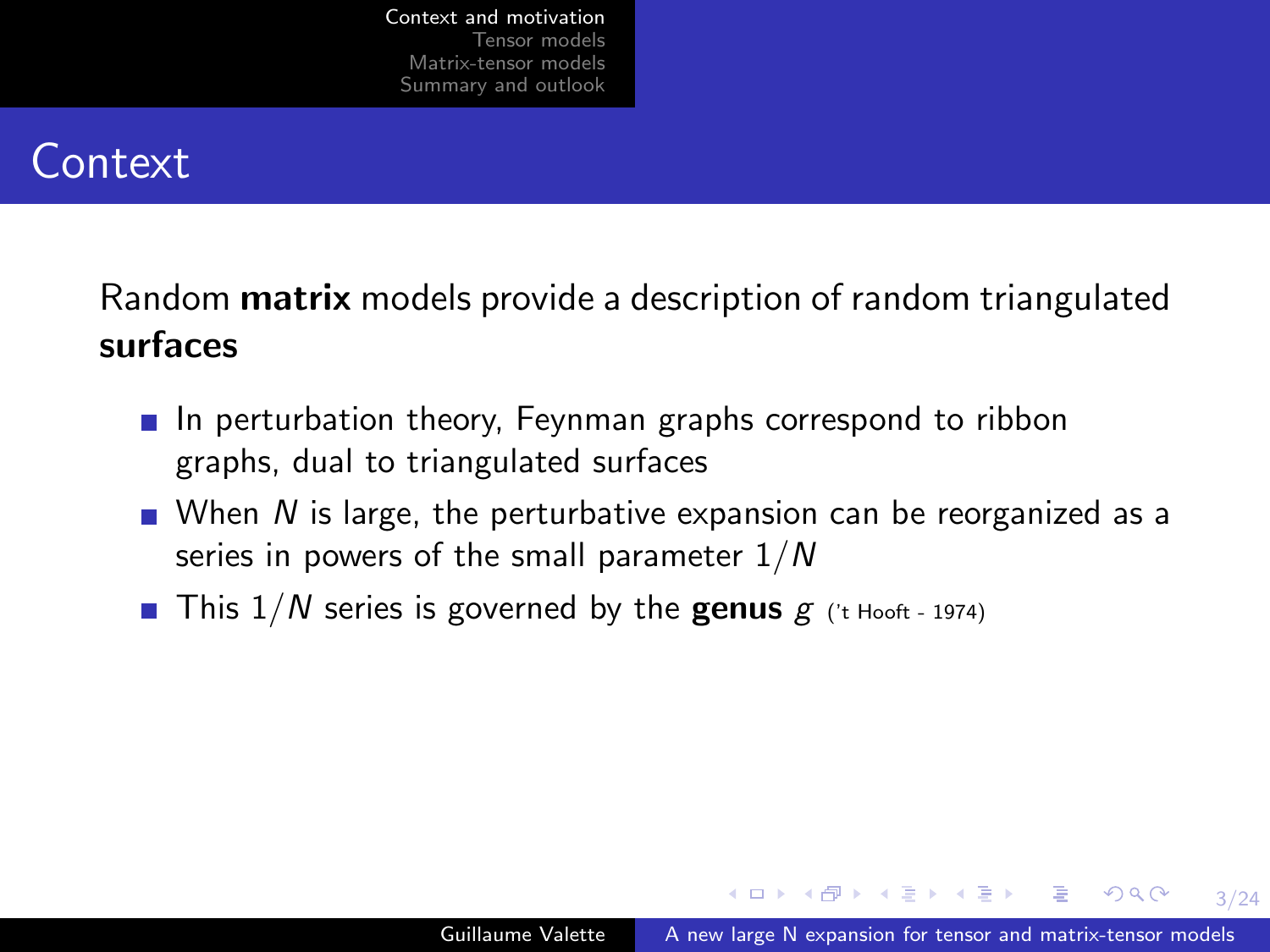# Context

Random **matrix** models provide a description of random triangulated **surfaces**

- In perturbation theory, Feynman graphs correspond to ribbon graphs, dual to triangulated surfaces
- When $N$ is large, the perturbative expansion can be reorganized as a series in powers of the small parameter $1/N$
- This $1/N$ series is governed by the **genus** $g$ ('t Hooft - 1974)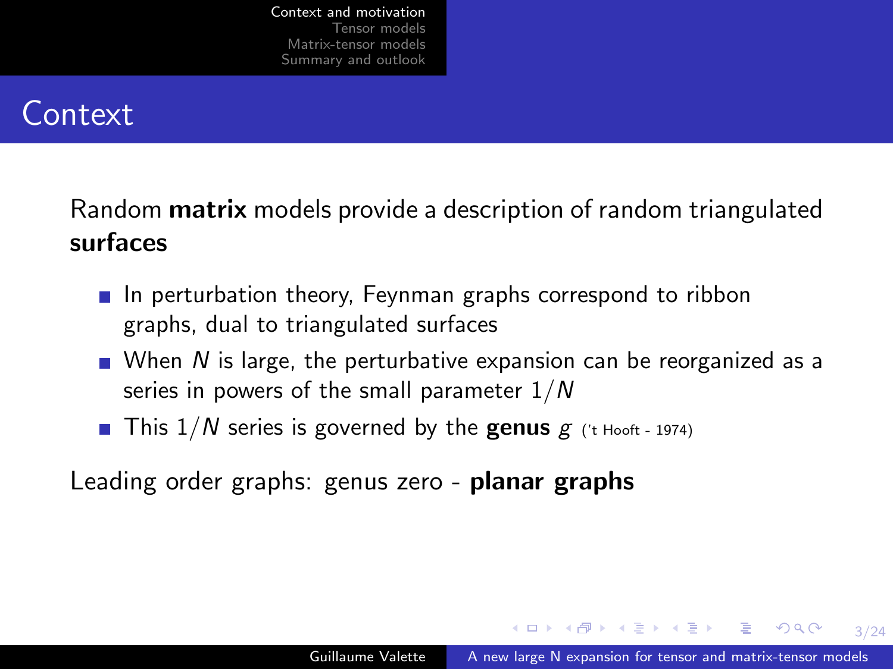# Context

Random **matrix** models provide a description of random triangulated **surfaces**

- In perturbation theory, Feynman graphs correspond to ribbon graphs, dual to triangulated surfaces
- When $N$ is large, the perturbative expansion can be reorganized as a series in powers of the small parameter $1/N$
- This $1/N$ series is governed by the **genus** $g$ ('t Hooft - 1974)

Leading order graphs: genus zero - **planar graphs**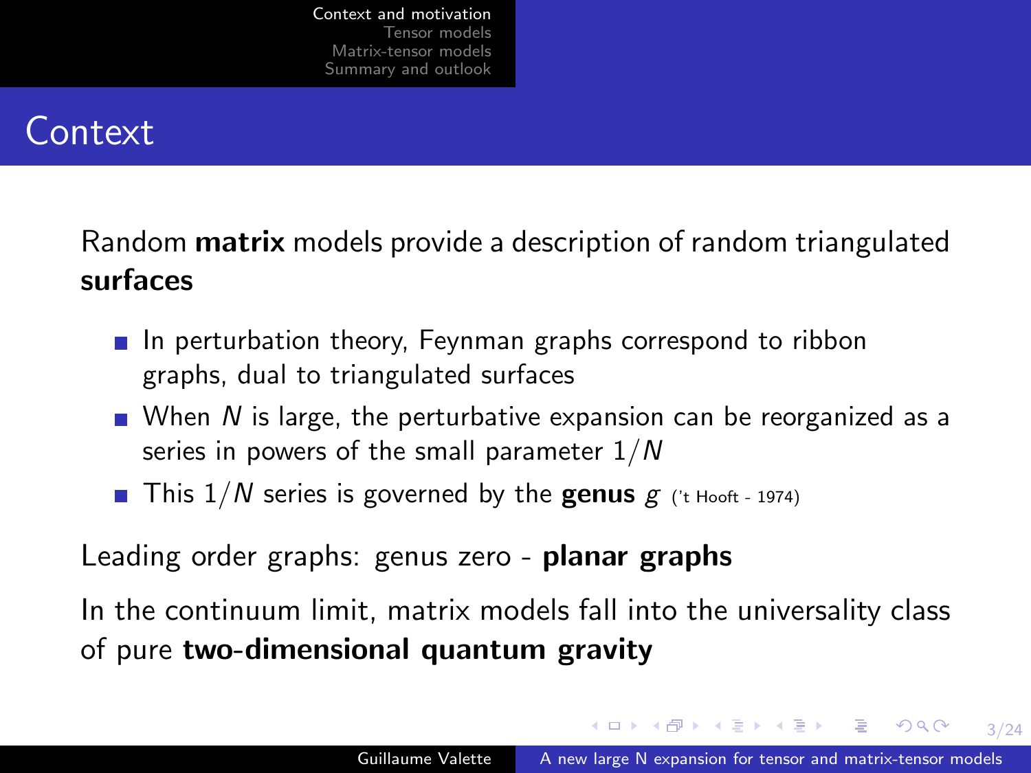# Context

Random **matrix** models provide a description of random triangulated **surfaces**

- In perturbation theory, Feynman graphs correspond to ribbon graphs, dual to triangulated surfaces
- When $N$ is large, the perturbative expansion can be reorganized as a series in powers of the small parameter $1/N$
- This $1/N$ series is governed by the **genus** $g$ ('t Hooft - 1974)

Leading order graphs: genus zero - **planar graphs**

In the continuum limit, matrix models fall into the universality class of pure **two-dimensional quantum gravity**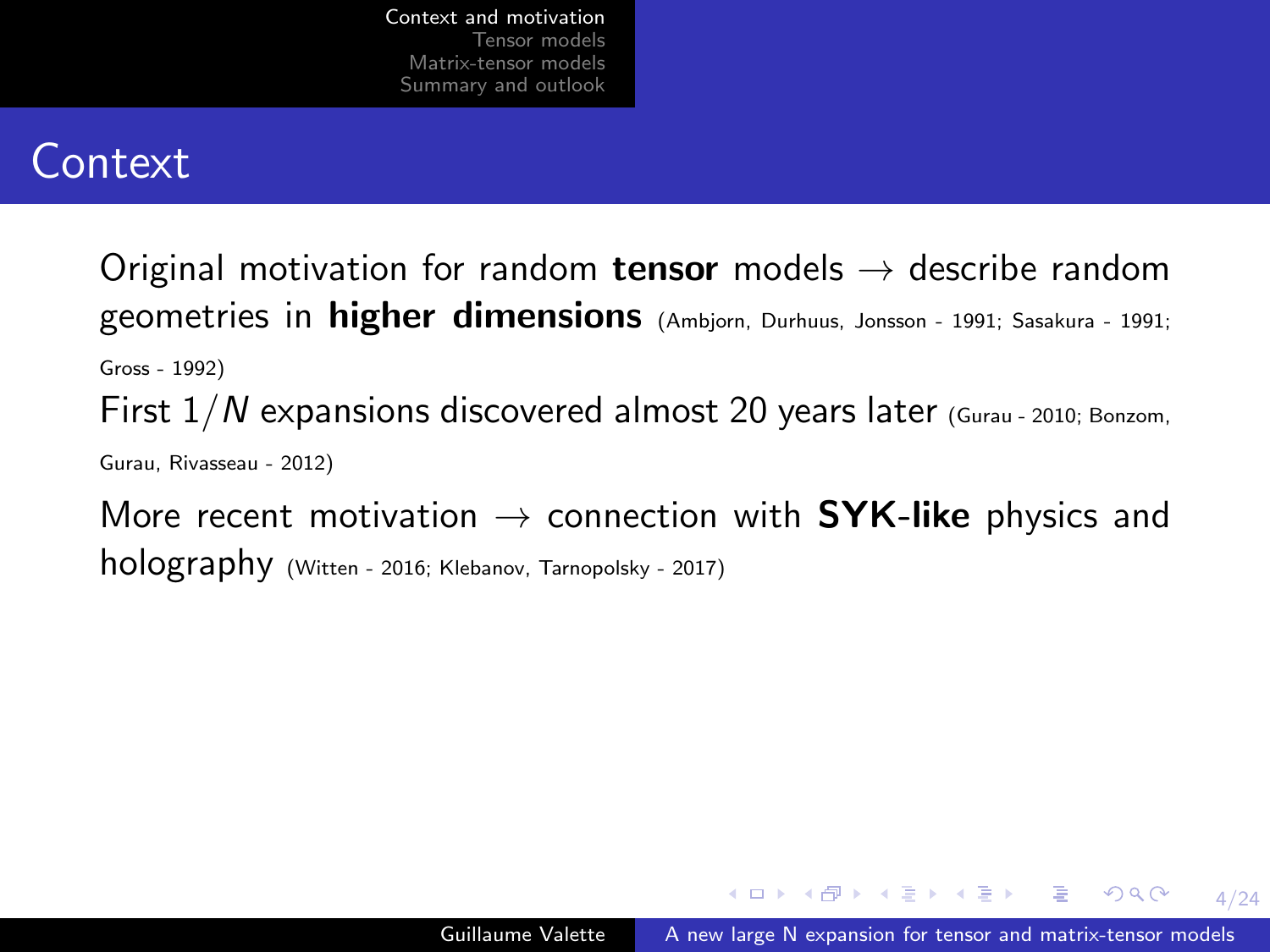# Context

Original motivation for random **tensor** models → describe random geometries in **higher dimensions** (Ambjorn, Durhuus, Jonsson - 1991; Sasakura - 1991; Gross - 1992)

First $1/N$ expansions discovered almost 20 years later (Gurau - 2010; Bonzom, Gurau, Rivasseau - 2012)

More recent motivation → connection with **SYK-like** physics and holography (Witten - 2016; Klebanov, Tarnopolsky - 2017)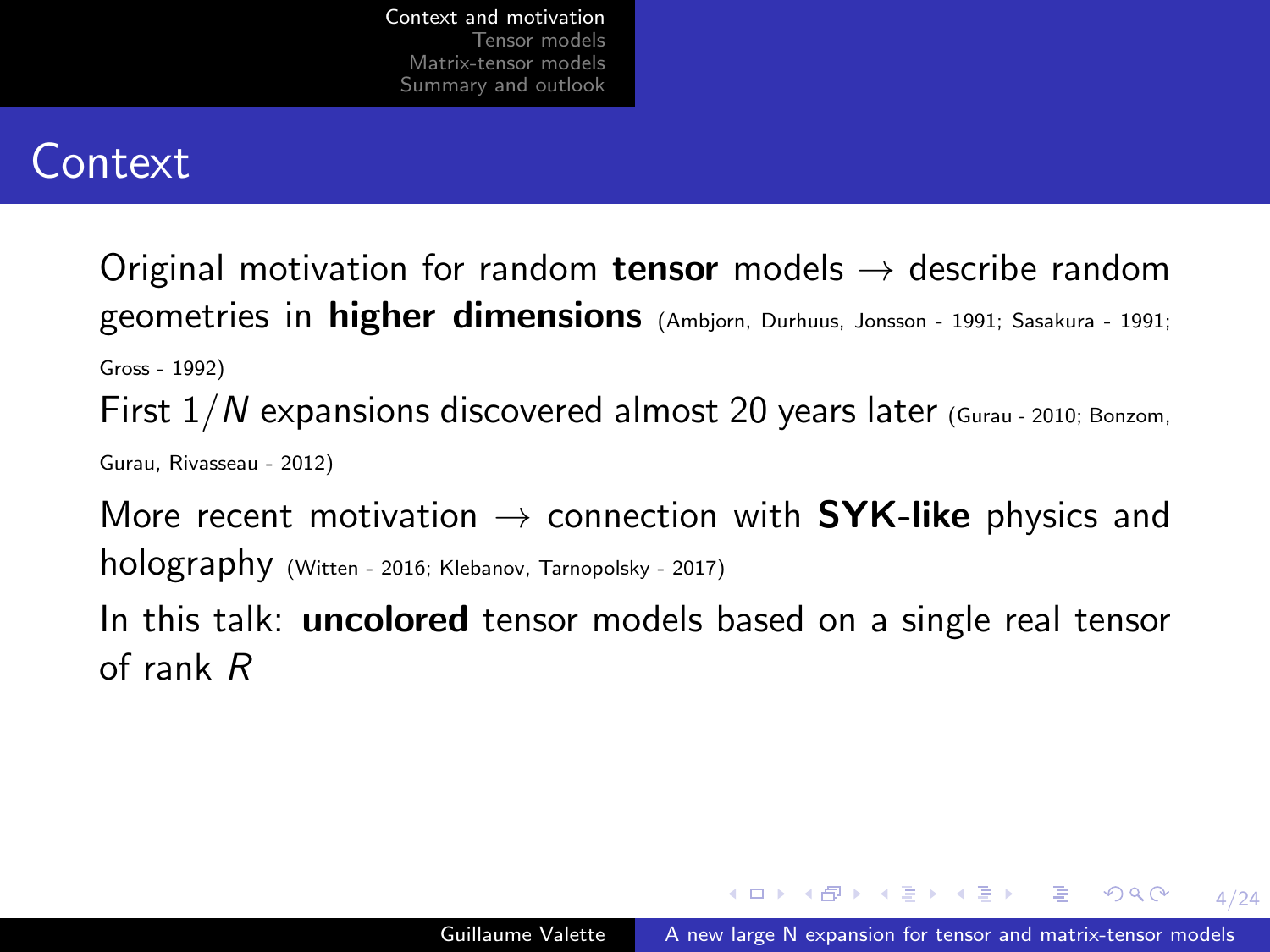# Context

Original motivation for random **tensor** models → describe random geometries in **higher dimensions** (Ambjorn, Durhuus, Jonsson - 1991; Sasakura - 1991; Gross - 1992)

First $1/N$ expansions discovered almost 20 years later (Gurau - 2010; Bonzom, Gurau, Rivasseau - 2012)

More recent motivation → connection with **SYK-like** physics and holography (Witten - 2016; Klebanov, Tarnopolsky - 2017)

In this talk: **uncolored** tensor models based on a single real tensor of rank $R$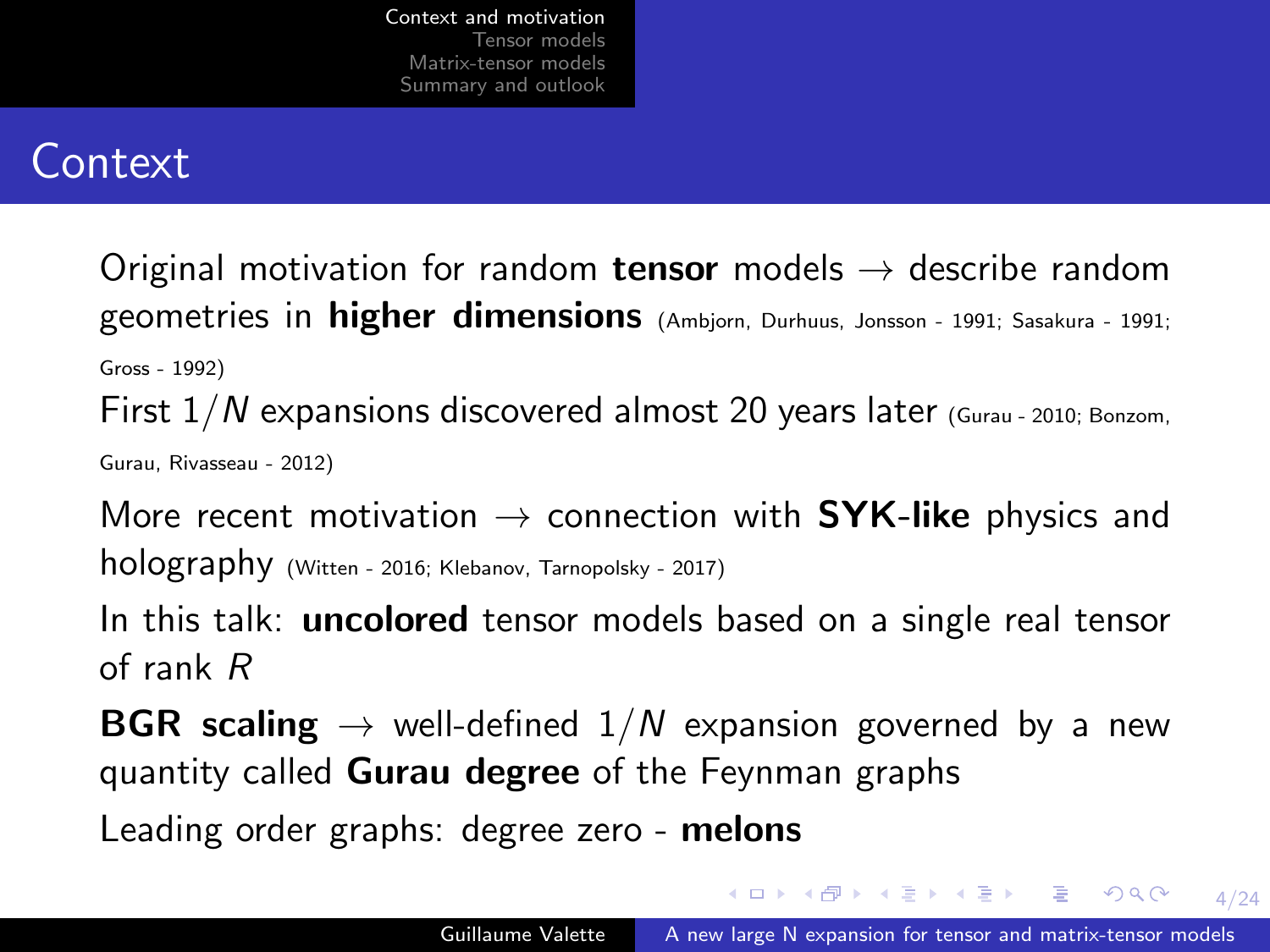# Context

Original motivation for random **tensor** models → describe random geometries in **higher dimensions** (Ambjorn, Durhuus, Jonsson - 1991; Sasakura - 1991; Gross - 1992)

First $1/N$ expansions discovered almost 20 years later (Gurau - 2010; Bonzom, Gurau, Rivasseau - 2012)

More recent motivation → connection with **SYK-like** physics and holography (Witten - 2016; Klebanov, Tarnopolsky - 2017)

In this talk: **uncolored** tensor models based on a single real tensor of rank $R$

**BGR scaling** → well-defined $1/N$ expansion governed by a new quantity called **Gurau degree** of the Feynman graphs

Leading order graphs: degree zero - **melons**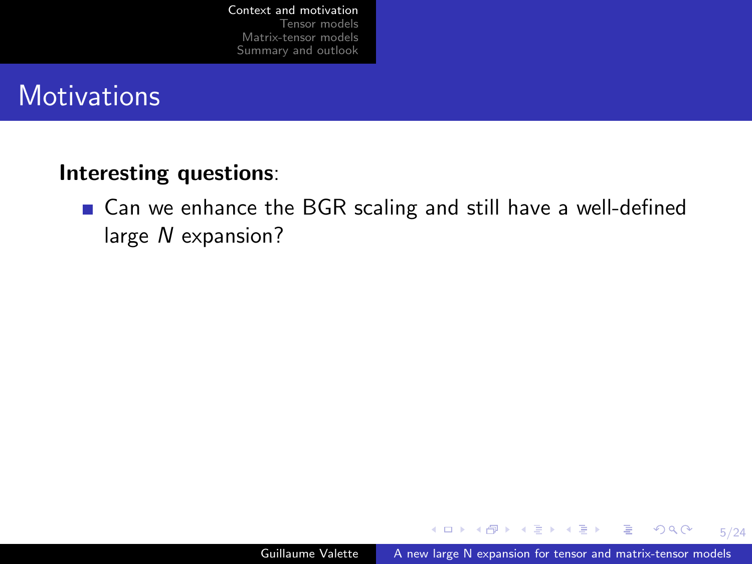# Motivations

**Interesting questions**:

- Can we enhance the BGR scaling and still have a well-defined large $N$ expansion?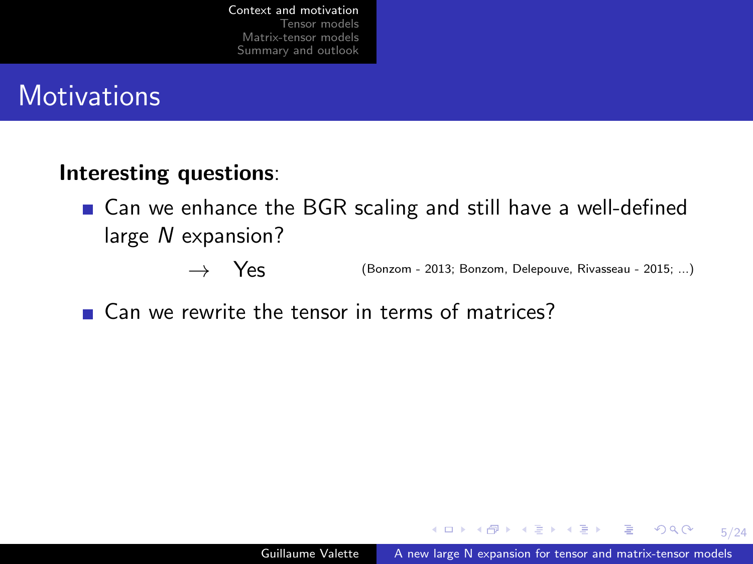# Motivations

**Interesting questions**:

- Can we enhance the BGR scaling and still have a well-defined large $N$ expansion?

  $\rightarrow$ Yes (Bonzom - 2013; Bonzom, Delepouve, Rivasseau - 2015; ...)

- Can we rewrite the tensor in terms of matrices?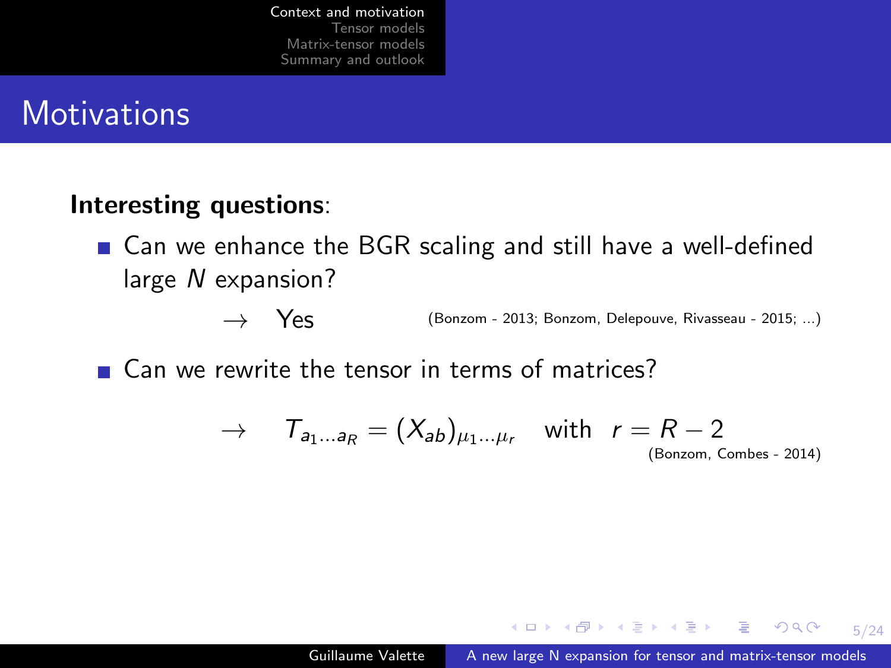# Motivations

**Interesting questions**:

- Can we enhance the BGR scaling and still have a well-defined large $N$ expansion?

  $\rightarrow$ Yes (Bonzom - 2013; Bonzom, Delepouve, Rivasseau - 2015; ...)

- Can we rewrite the tensor in terms of matrices?

$$\rightarrow \quad T_{a_1 \dots a_R} = (X_{ab})_{\mu_1 \dots \mu_r} \quad \text{with} \quad r = R - 2$$

(Bonzom, Combes - 2014)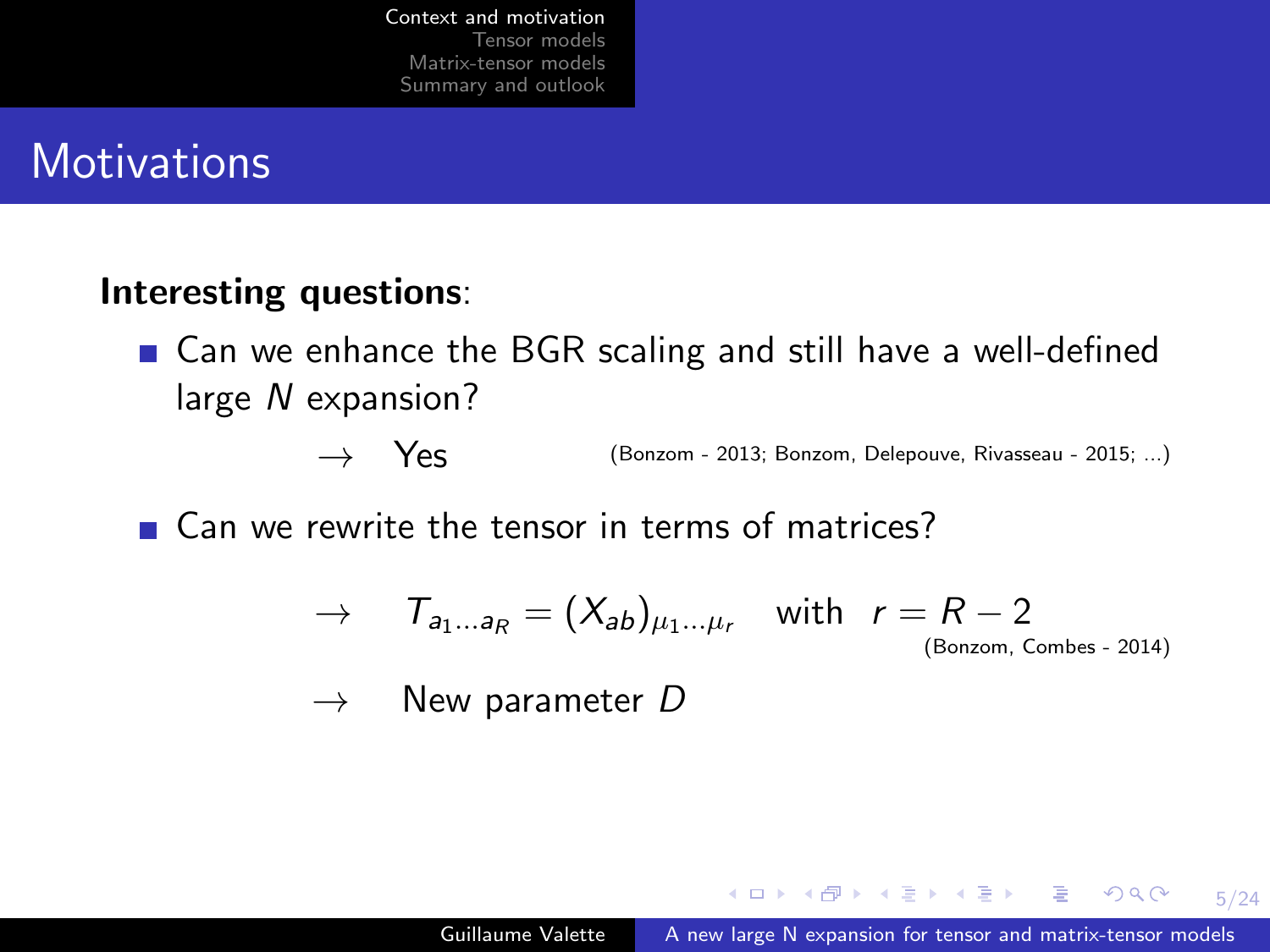# Motivations

**Interesting questions**:

- Can we enhance the BGR scaling and still have a well-defined large $N$ expansion?

  $\rightarrow$ Yes (Bonzom - 2013; Bonzom, Delepouve, Rivasseau - 2015; ...)

- Can we rewrite the tensor in terms of matrices?

  $\rightarrow$ $T_{a_1 \dots a_R} = (X_{ab})_{\mu_1 \dots \mu_r}$ with $r = R - 2$ (Bonzom, Combes - 2014)

  $\rightarrow$ New parameter $D$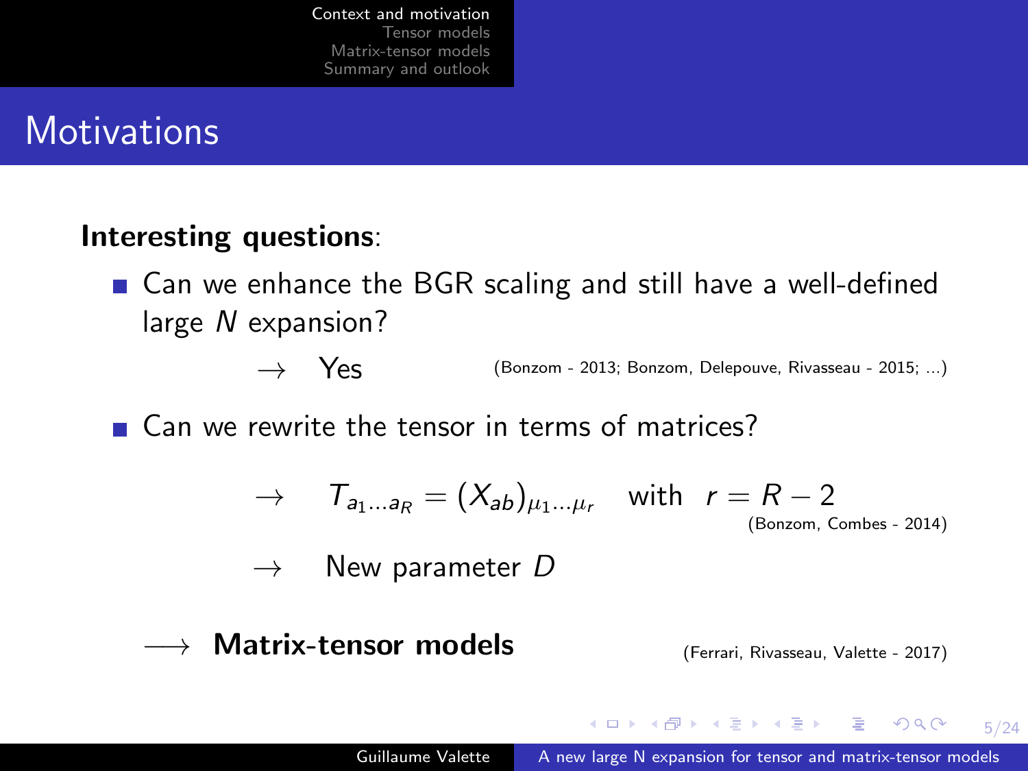# Motivations

**Interesting questions**:

- Can we enhance the BGR scaling and still have a well-defined large $N$ expansion?

  $\rightarrow$ Yes (Bonzom - 2013; Bonzom, Delepouve, Rivasseau - 2015; ...)

- Can we rewrite the tensor in terms of matrices?

  $\rightarrow$ $T_{a_1 \dots a_R} = (X_{ab})_{\mu_1 \dots \mu_r}$ with $r = R - 2$ (Bonzom, Combes - 2014)

  $\rightarrow$ New parameter $D$

$\longrightarrow$ **Matrix-tensor models** (Ferrari, Rivasseau, Valette - 2017)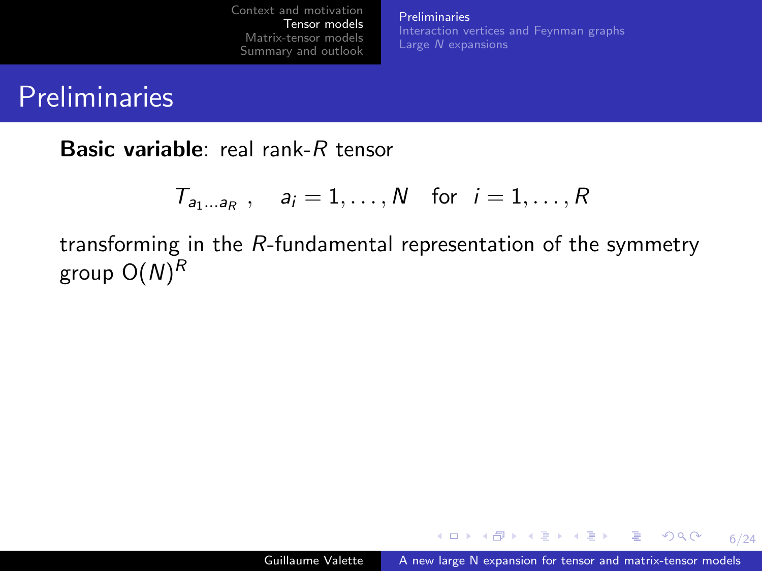# Preliminaries

**Basic variable**: real rank-$R$ tensor

$$T_{a_1 \dots a_R} \ , \quad a_i = 1, \dots, N \quad \text{for} \quad i = 1, \dots, R$$

transforming in the $R$-fundamental representation of the symmetry group $\mathrm{O}(N)^R$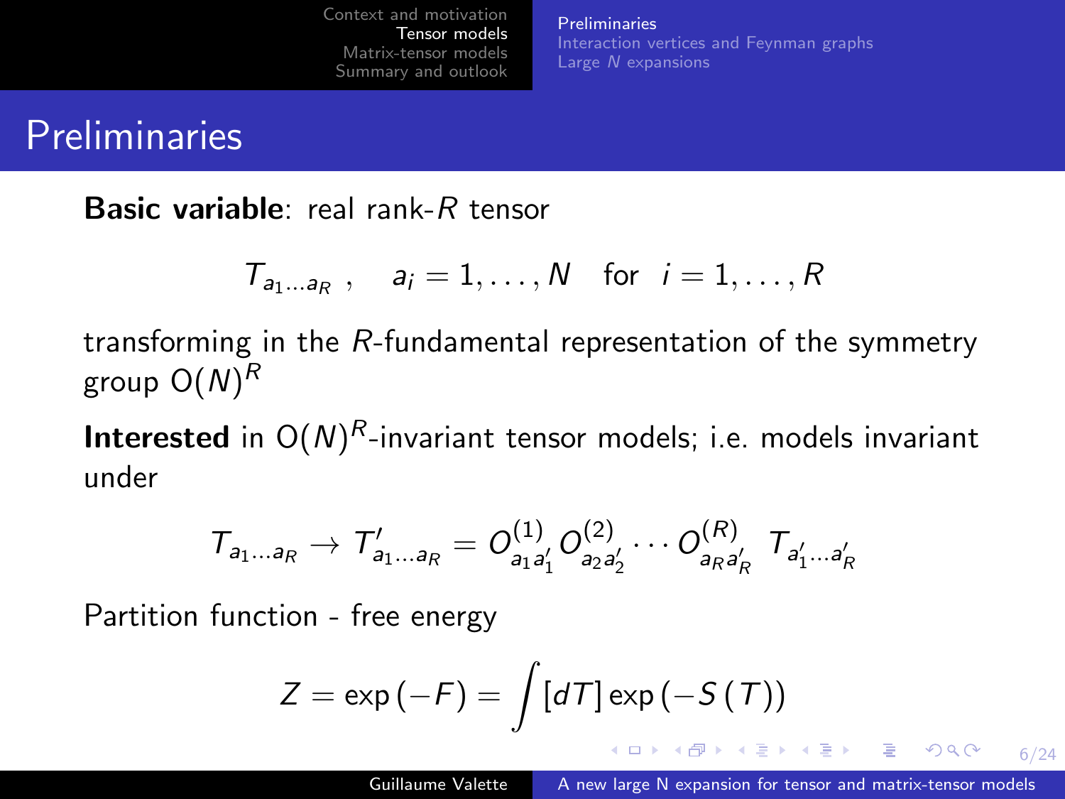# Preliminaries

**Basic variable**: real rank-$R$ tensor

$$T_{a_1 \dots a_R} \,, \quad a_i = 1, \dots, N \quad \text{for} \quad i = 1, \dots, R$$

transforming in the $R$-fundamental representation of the symmetry group $\mathrm{O}(N)^R$

**Interested** in $\mathrm{O}(N)^R$-invariant tensor models; i.e. models invariant under

$$T_{a_1 \dots a_R} \to T'_{a_1 \dots a_R} = O^{(1)}_{a_1 a'_1} O^{(2)}_{a_2 a'_2} \cdots O^{(R)}_{a_R a'_R} \; T_{a'_1 \dots a'_R}$$

Partition function - free energy

$$Z = \exp\left(-F\right) = \int [dT] \exp\left(-S\left(T\right)\right)$$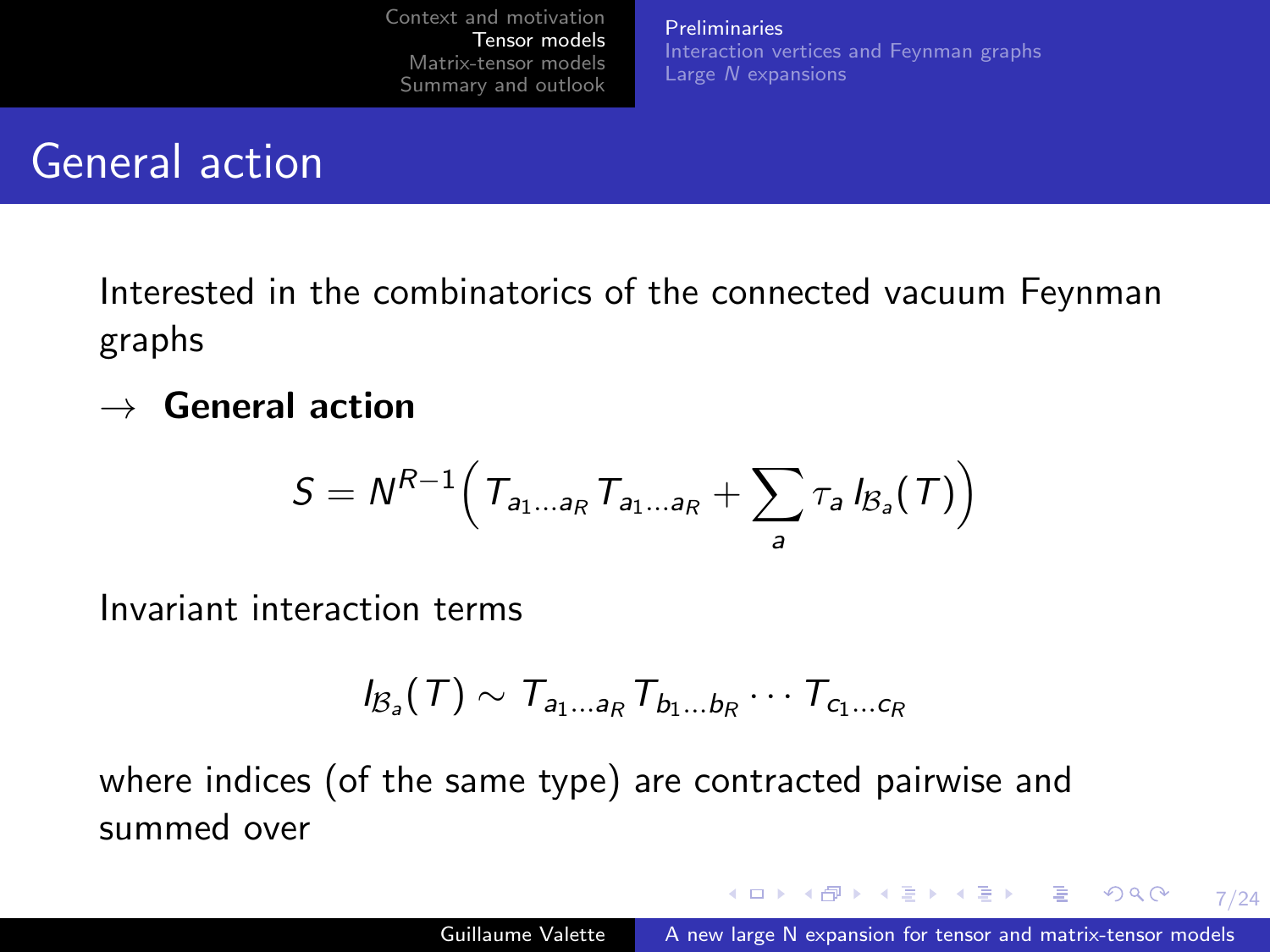# General action

Interested in the combinatorics of the connected vacuum Feynman graphs

→ **General action**

$$S = N^{R-1}\Big( T_{a_1 \dots a_R} T_{a_1 \dots a_R} + \sum_a \tau_a \, I_{\mathcal{B}_a}(T) \Big)$$

Invariant interaction terms

$$I_{\mathcal{B}_a}(T) \sim T_{a_1 \dots a_R} T_{b_1 \dots b_R} \cdots T_{c_1 \dots c_R}$$

where indices (of the same type) are contracted pairwise and summed over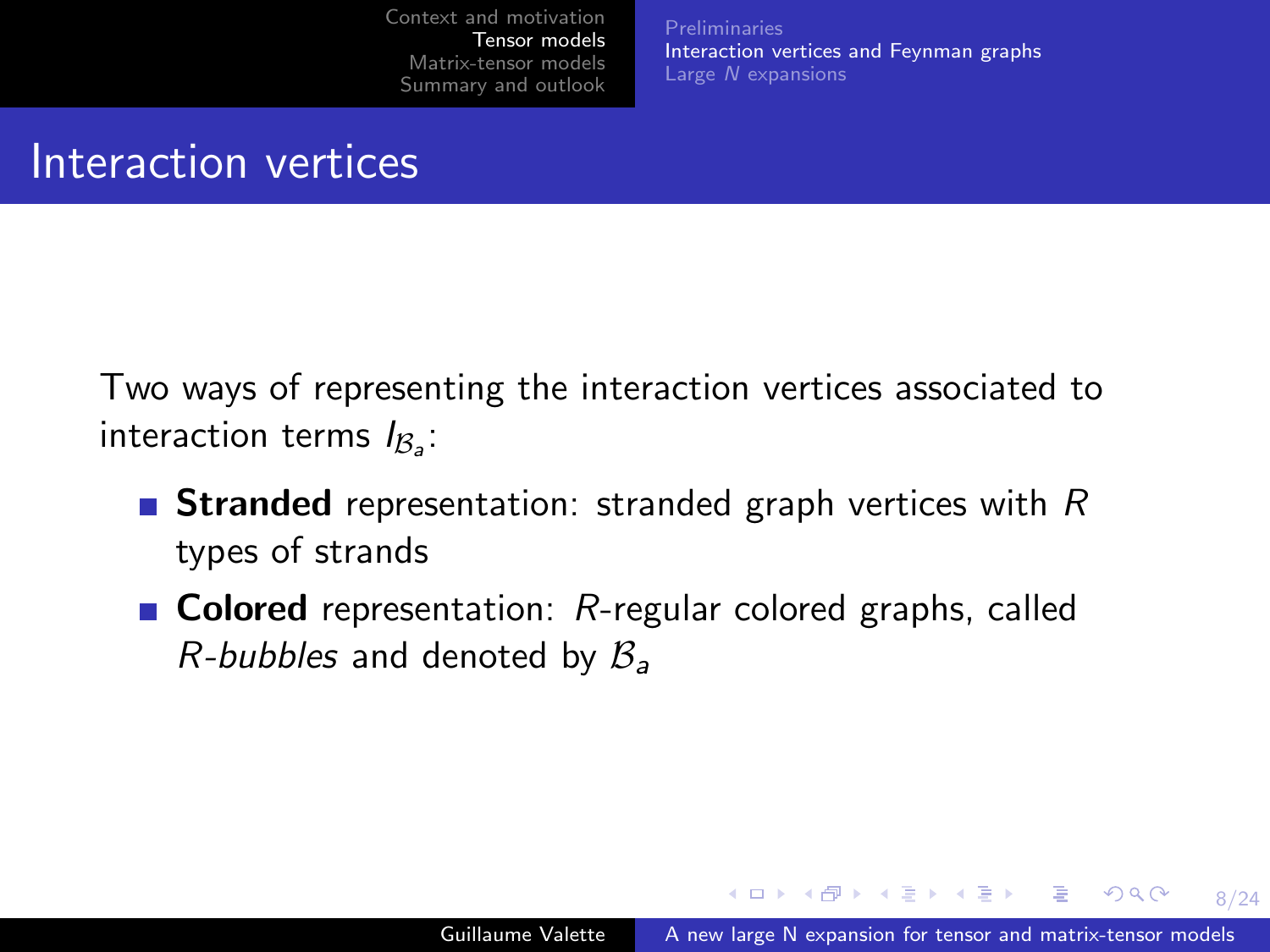# Interaction vertices

Two ways of representing the interaction vertices associated to interaction terms $I_{\mathcal{B}_a}$:

- **Stranded** representation: stranded graph vertices with $R$ types of strands
- **Colored** representation: $R$-regular colored graphs, called *$R$-bubbles* and denoted by $\mathcal{B}_a$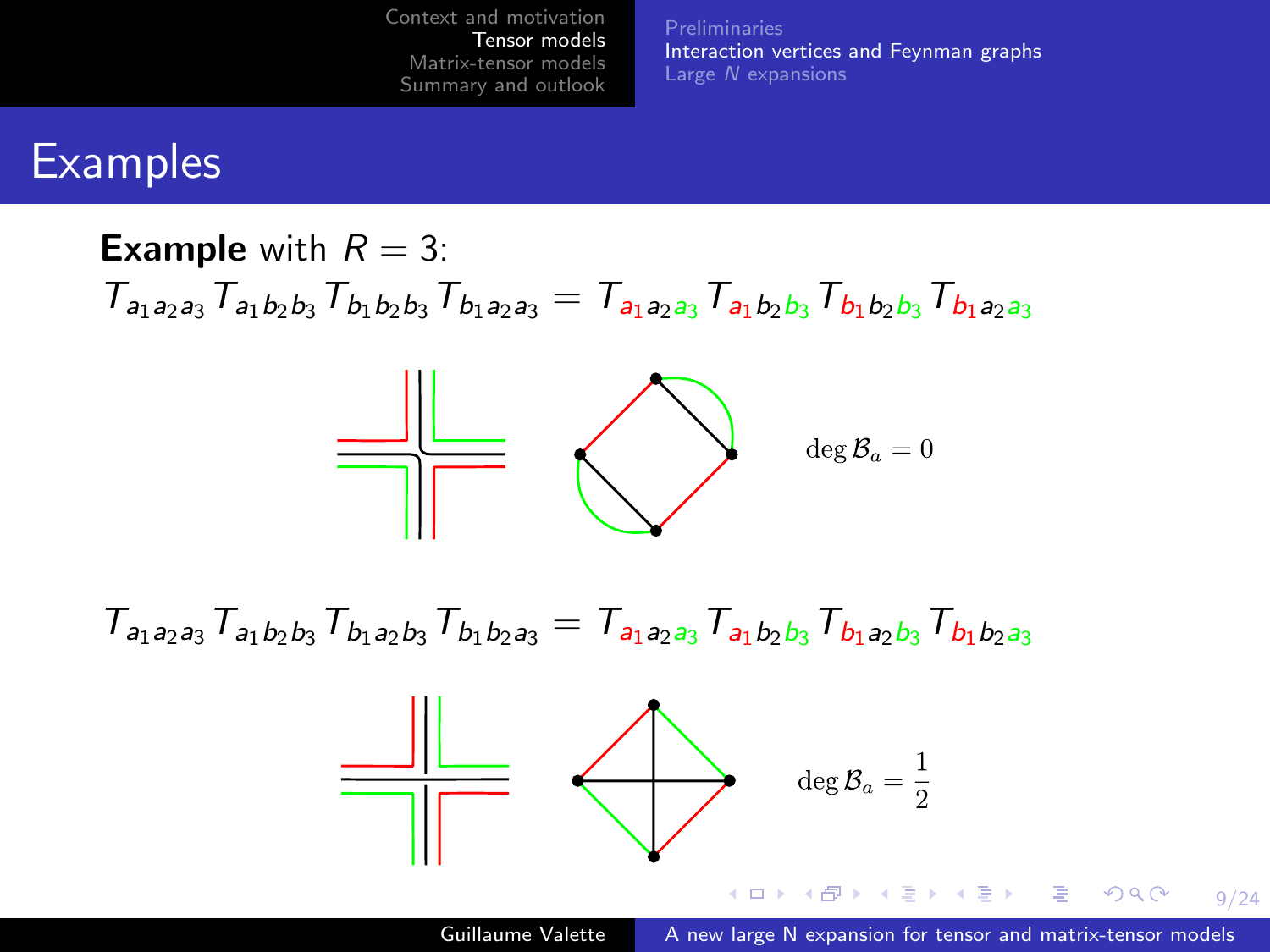# Examples

**Example** with $R = 3$:

$$T_{a_1 a_2 a_3} T_{a_1 b_2 b_3} T_{b_1 b_2 b_3} T_{b_1 a_2 a_3} = T_{{\color{red}a_1} a_2 {\color{green}a_3}} T_{{\color{red}a_1} b_2 {\color{green}b_3}} T_{{\color{red}b_1} b_2 {\color{green}b_3}} T_{{\color{red}b_1} a_2 {\color{green}a_3}}$$

$\deg \mathcal{B}_a = 0$

$$T_{a_1 a_2 a_3} T_{a_1 b_2 b_3} T_{b_1 a_2 b_3} T_{b_1 b_2 a_3} = T_{{\color{red}a_1} a_2 {\color{green}a_3}} T_{{\color{red}a_1} b_2 {\color{green}b_3}} T_{{\color{red}b_1} a_2 {\color{green}b_3}} T_{{\color{red}b_1} b_2 {\color{green}a_3}}$$

$\deg \mathcal{B}_a = \frac{1}{2}$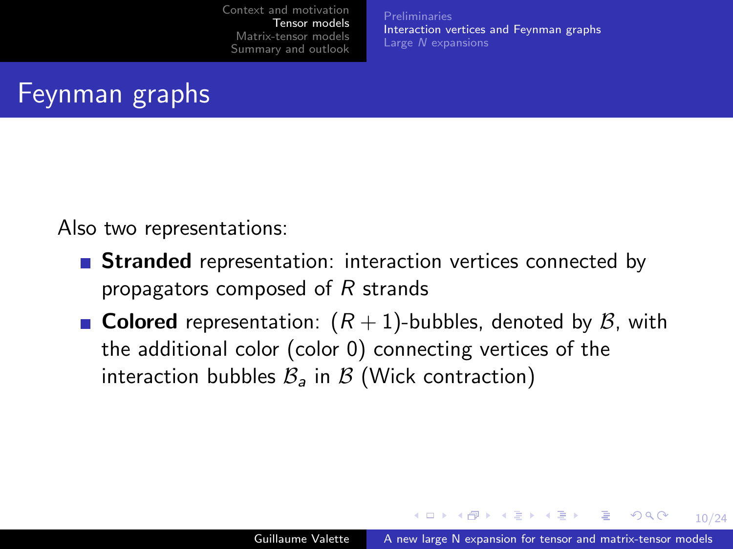# Feynman graphs

Also two representations:

- **Stranded** representation: interaction vertices connected by propagators composed of $R$ strands
- **Colored** representation: $(R+1)$-bubbles, denoted by $\mathcal{B}$, with the additional color (color 0) connecting vertices of the interaction bubbles $\mathcal{B}_a$ in $\mathcal{B}$ (Wick contraction)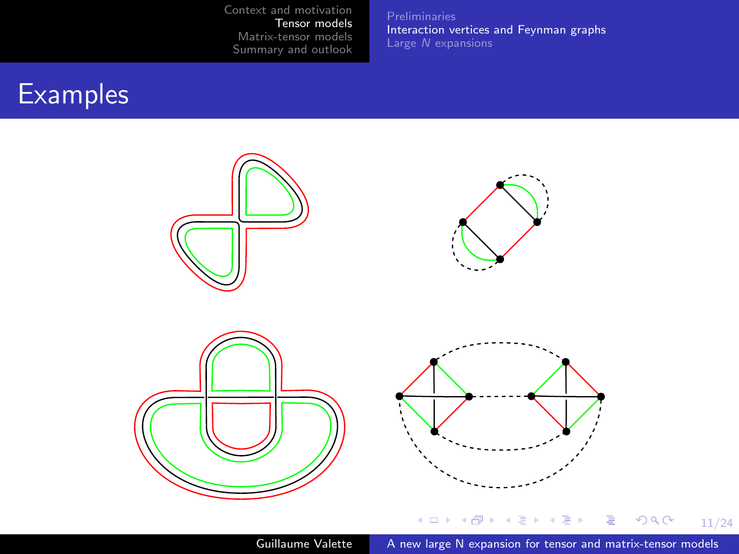# Examples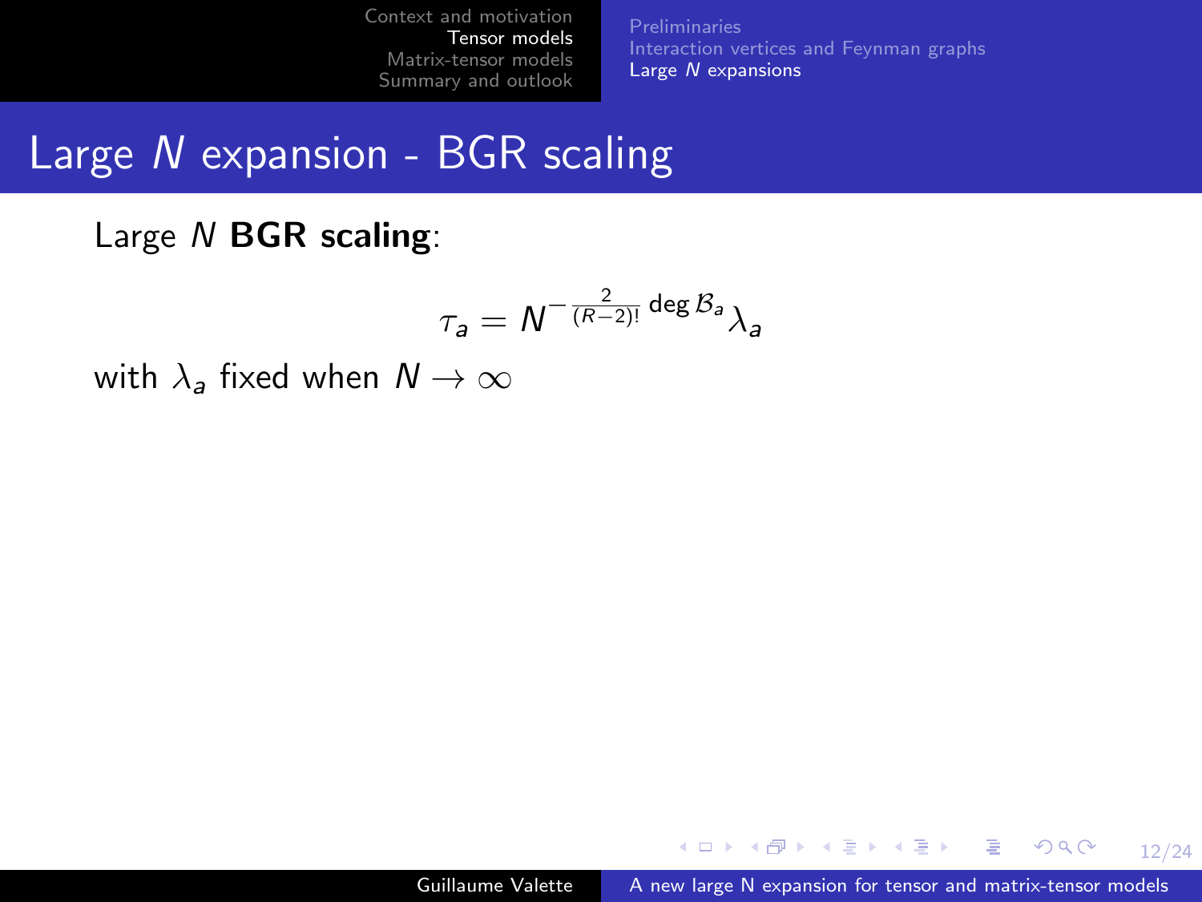# Large $N$ expansion - BGR scaling

Large $N$ **BGR scaling**:

$$\tau_a = N^{-\frac{2}{(R-2)!}\deg \mathcal{B}_a}\lambda_a$$

with $\lambda_a$ fixed when $N \to \infty$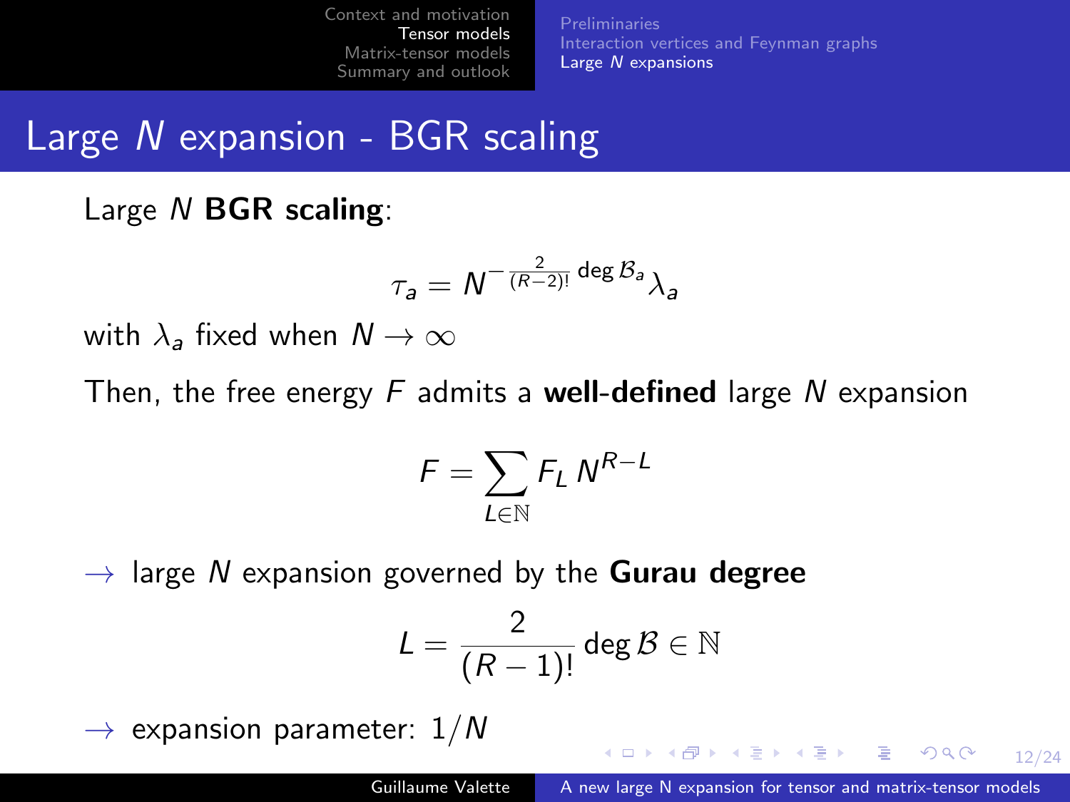# Large $N$ expansion - BGR scaling

Large $N$ **BGR scaling**:

$$\tau_a = N^{-\frac{2}{(R-2)!}\deg \mathcal{B}_a} \lambda_a$$

with $\lambda_a$ fixed when $N \to \infty$

Then, the free energy $F$ admits a **well-defined** large $N$ expansion

$$F = \sum_{L \in \mathbb{N}} F_L \, N^{R-L}$$

$\rightarrow$ large $N$ expansion governed by the **Gurau degree**

$$L = \frac{2}{(R-1)!} \deg \mathcal{B} \in \mathbb{N}$$

$\rightarrow$ expansion parameter: $1/N$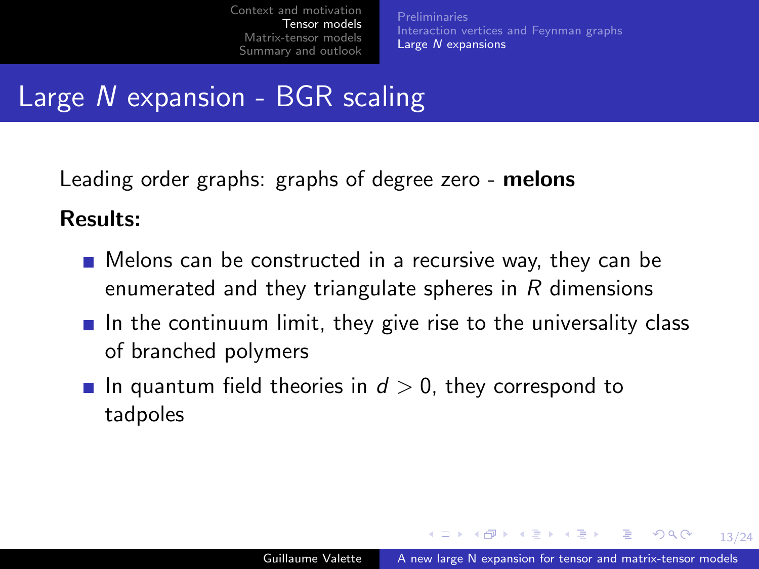# Large $N$ expansion - BGR scaling

Leading order graphs: graphs of degree zero - **melons**

**Results:**

- Melons can be constructed in a recursive way, they can be enumerated and they triangulate spheres in $R$ dimensions
- In the continuum limit, they give rise to the universality class of branched polymers
- In quantum field theories in $d > 0$, they correspond to tadpoles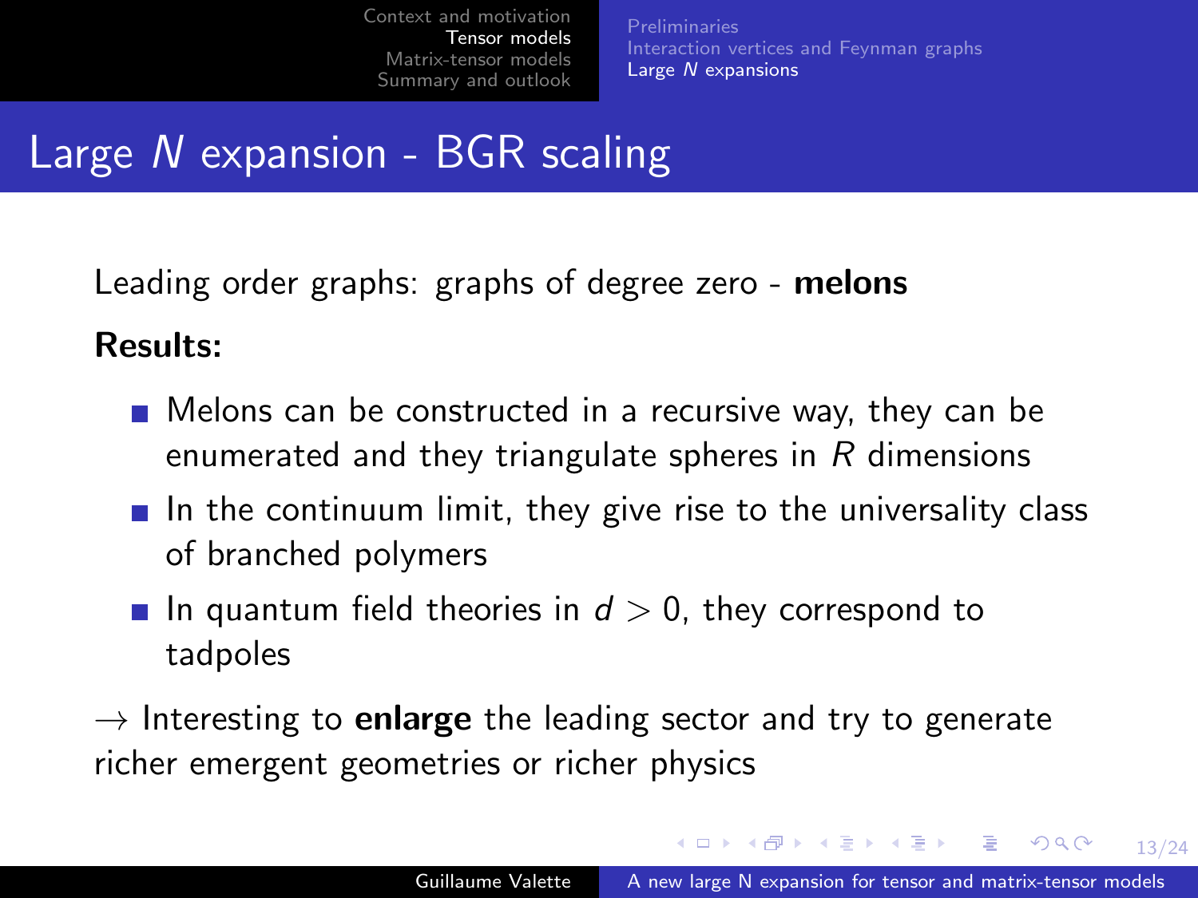# Large $N$ expansion - BGR scaling

Leading order graphs: graphs of degree zero - **melons**

**Results:**

- Melons can be constructed in a recursive way, they can be enumerated and they triangulate spheres in $R$ dimensions
- In the continuum limit, they give rise to the universality class of branched polymers
- In quantum field theories in $d > 0$, they correspond to tadpoles

$\rightarrow$ Interesting to **enlarge** the leading sector and try to generate richer emergent geometries or richer physics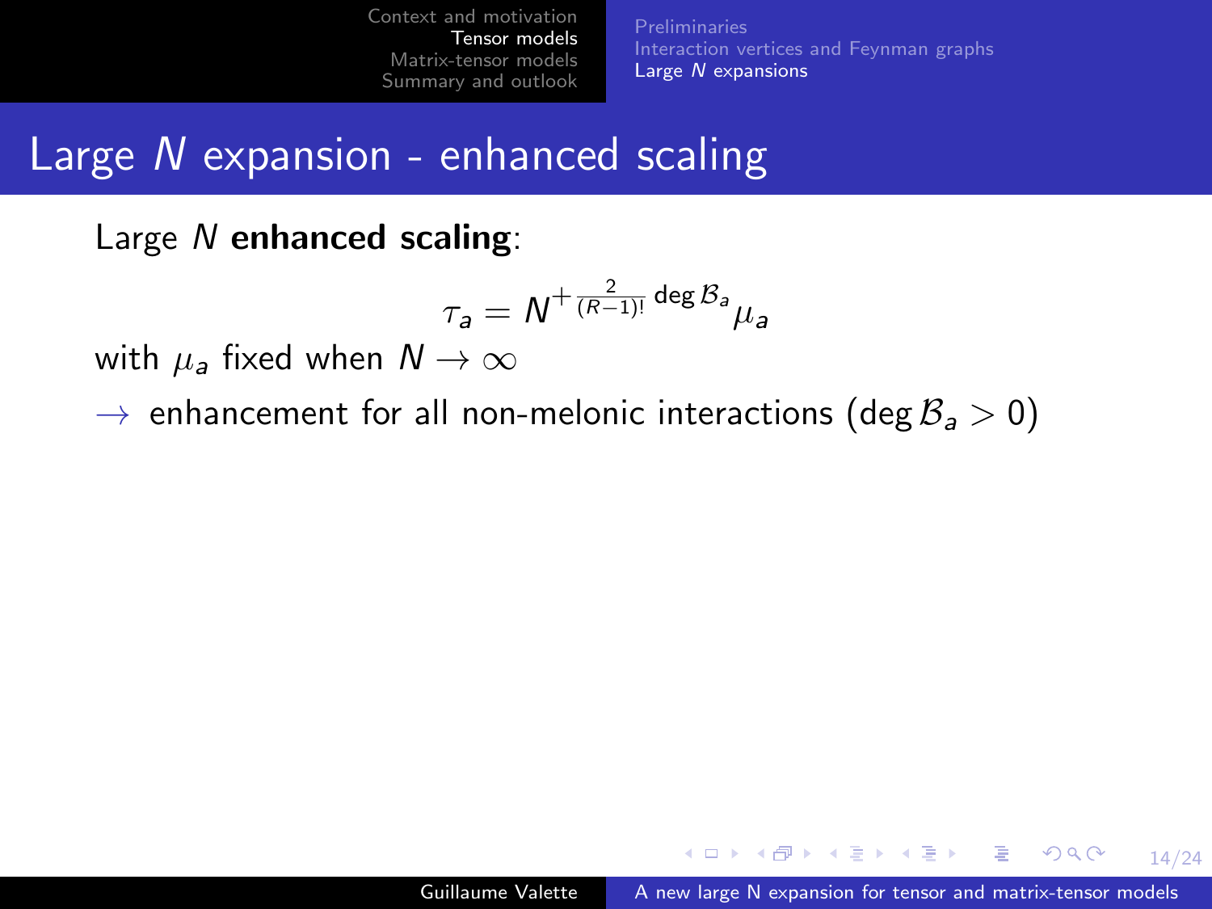# Large $N$ expansion - enhanced scaling

Large $N$ **enhanced scaling**:

$$\tau_a = N^{+\frac{2}{(R-1)!}\deg \mathcal{B}_a} \mu_a$$

with $\mu_a$ fixed when $N \to \infty$

$\rightarrow$ enhancement for all non-melonic interactions ($\deg \mathcal{B}_a > 0$)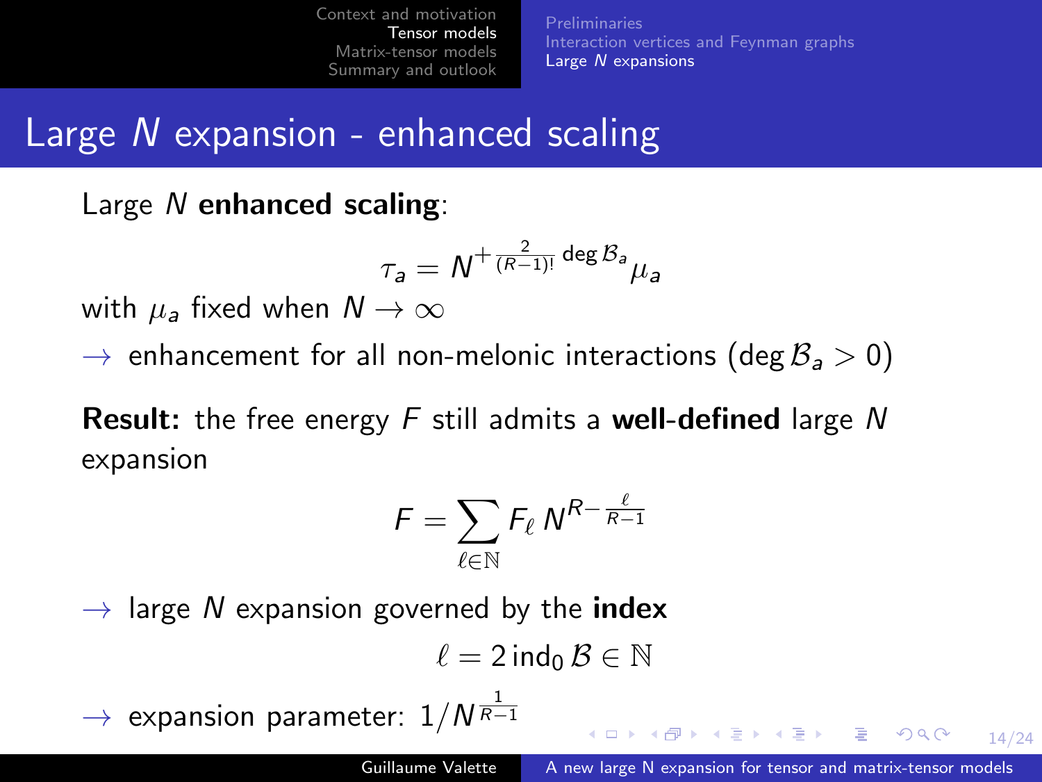# Large $N$ expansion - enhanced scaling

Large $N$ **enhanced scaling**:

$$\tau_a = N^{+\frac{2}{(R-1)!}\deg \mathcal{B}_a} \mu_a$$

with $\mu_a$ fixed when $N \to \infty$

$\rightarrow$ enhancement for all non-melonic interactions ($\deg \mathcal{B}_a > 0$)

**Result:** the free energy $F$ still admits a **well-defined** large $N$ expansion

$$F = \sum_{\ell \in \mathbb{N}} F_\ell \, N^{R - \frac{\ell}{R-1}}$$

$\rightarrow$ large $N$ expansion governed by the **index**

$$\ell = 2 \, \mathrm{ind}_0 \, \mathcal{B} \in \mathbb{N}$$

$\rightarrow$ expansion parameter: $1/N^{\frac{1}{R-1}}$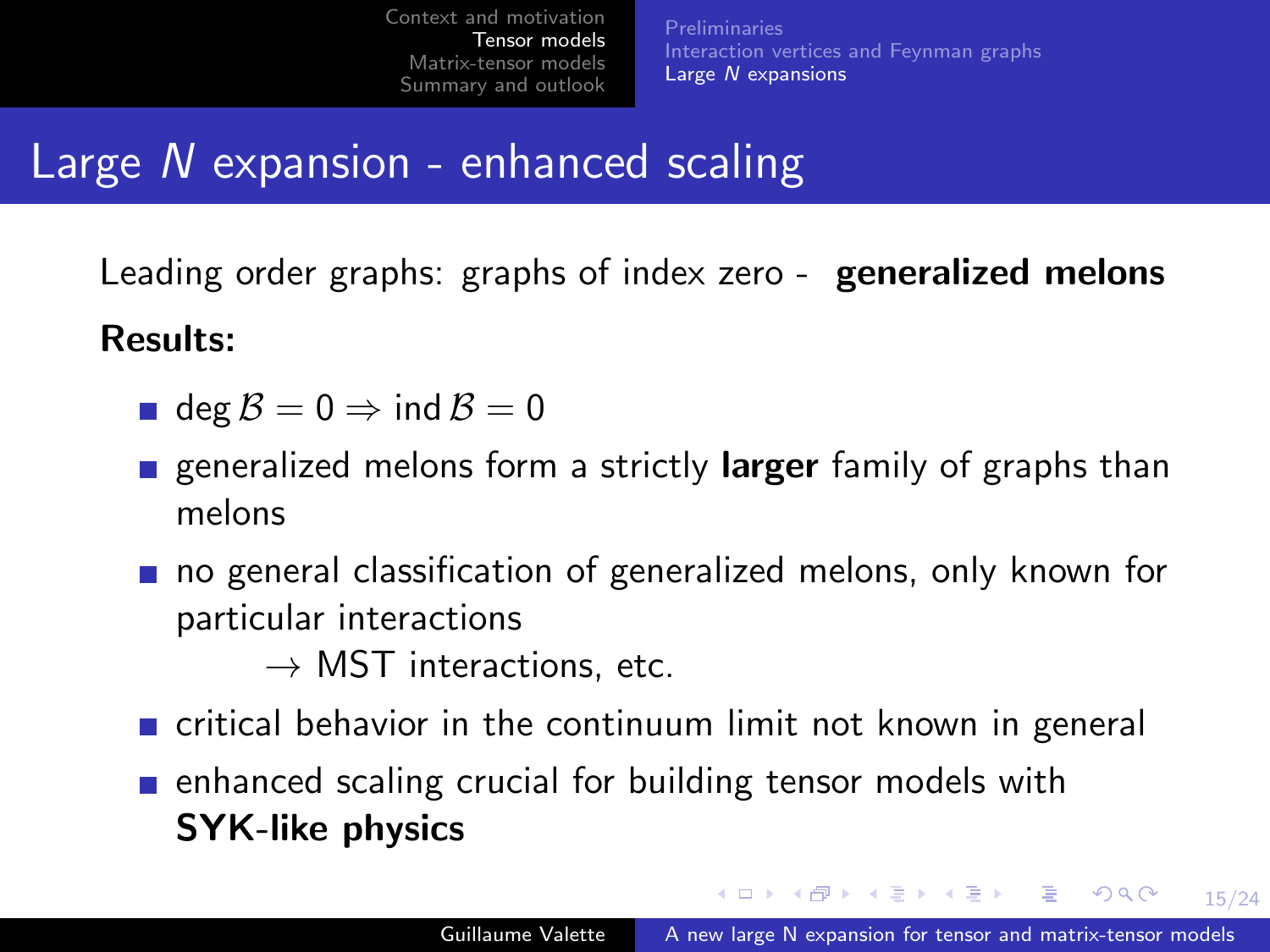# Large $N$ expansion - enhanced scaling

Leading order graphs: graphs of index zero - **generalized melons**

**Results:**

- $\deg \mathcal{B} = 0 \Rightarrow \operatorname{ind} \mathcal{B} = 0$
- generalized melons form a strictly **larger** family of graphs than melons
- no general classification of generalized melons, only known for particular interactions
  
  $\rightarrow$ MST interactions, etc.
- critical behavior in the continuum limit not known in general
- enhanced scaling crucial for building tensor models with **SYK-like physics**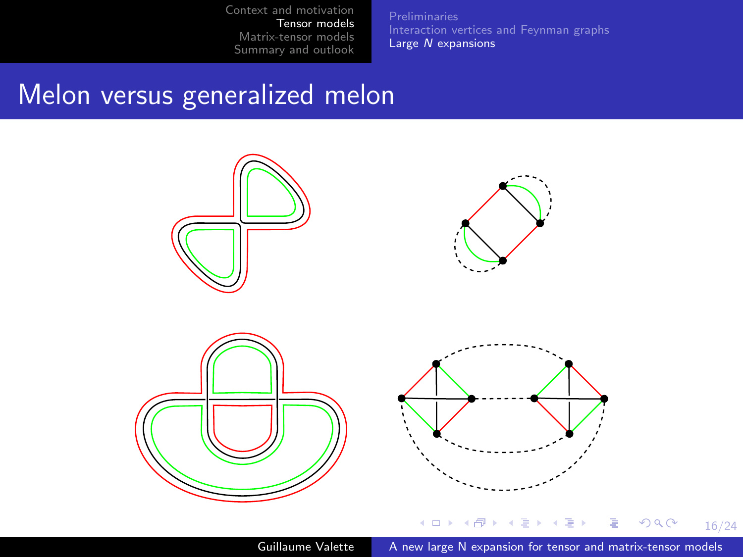# Melon versus generalized melon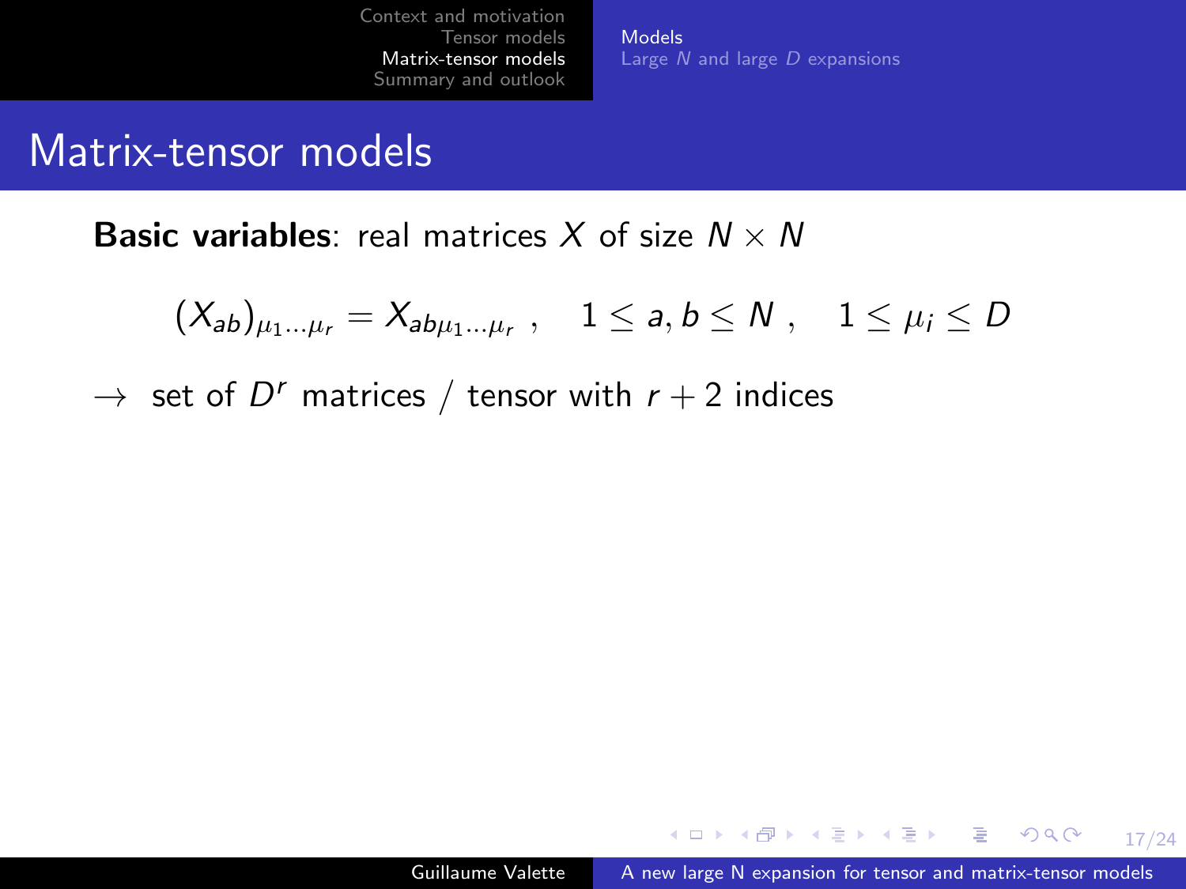# Matrix-tensor models

**Basic variables**: real matrices $X$ of size $N \times N$

$$(X_{ab})_{\mu_1 \dots \mu_r} = X_{ab\mu_1 \dots \mu_r} \ , \quad 1 \leq a, b \leq N \ , \quad 1 \leq \mu_i \leq D$$

$\rightarrow$ set of $D^r$ matrices / tensor with $r + 2$ indices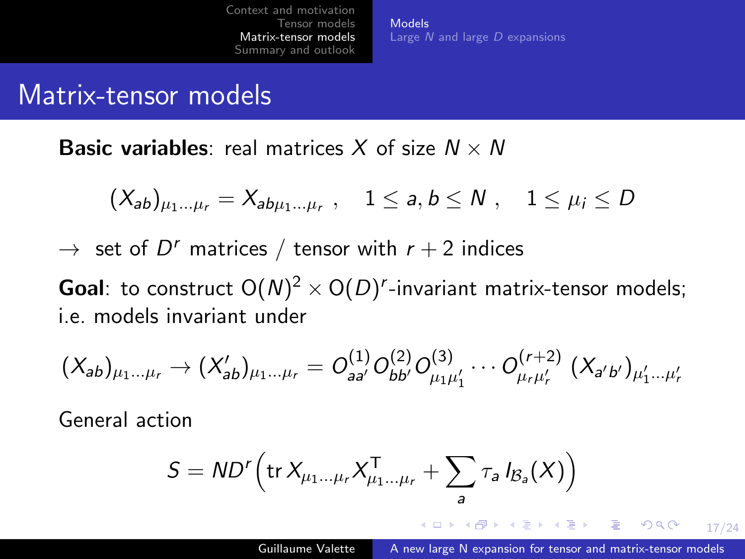# Matrix-tensor models

**Basic variables**: real matrices $X$ of size $N \times N$

$$(X_{ab})_{\mu_1 \dots \mu_r} = X_{ab\mu_1 \dots \mu_r} \ , \quad 1 \leq a, b \leq N \ , \quad 1 \leq \mu_i \leq D$$

$\rightarrow$ set of $D^r$ matrices / tensor with $r+2$ indices

**Goal**: to construct $\mathrm{O}(N)^2 \times \mathrm{O}(D)^r$-invariant matrix-tensor models; i.e. models invariant under

$$(X_{ab})_{\mu_1 \dots \mu_r} \rightarrow (X'_{ab})_{\mu_1 \dots \mu_r} = O^{(1)}_{aa'} O^{(2)}_{bb'} O^{(3)}_{\mu_1 \mu'_1} \cdots O^{(r+2)}_{\mu_r \mu'_r} \ (X_{a'b'})_{\mu'_1 \dots \mu'_r}$$

General action

$$S = ND^r \Big( \operatorname{tr} X_{\mu_1 \dots \mu_r} X^{\mathsf{T}}_{\mu_1 \dots \mu_r} + \sum_a \tau_a \, I_{\mathcal{B}_a}(X) \Big)$$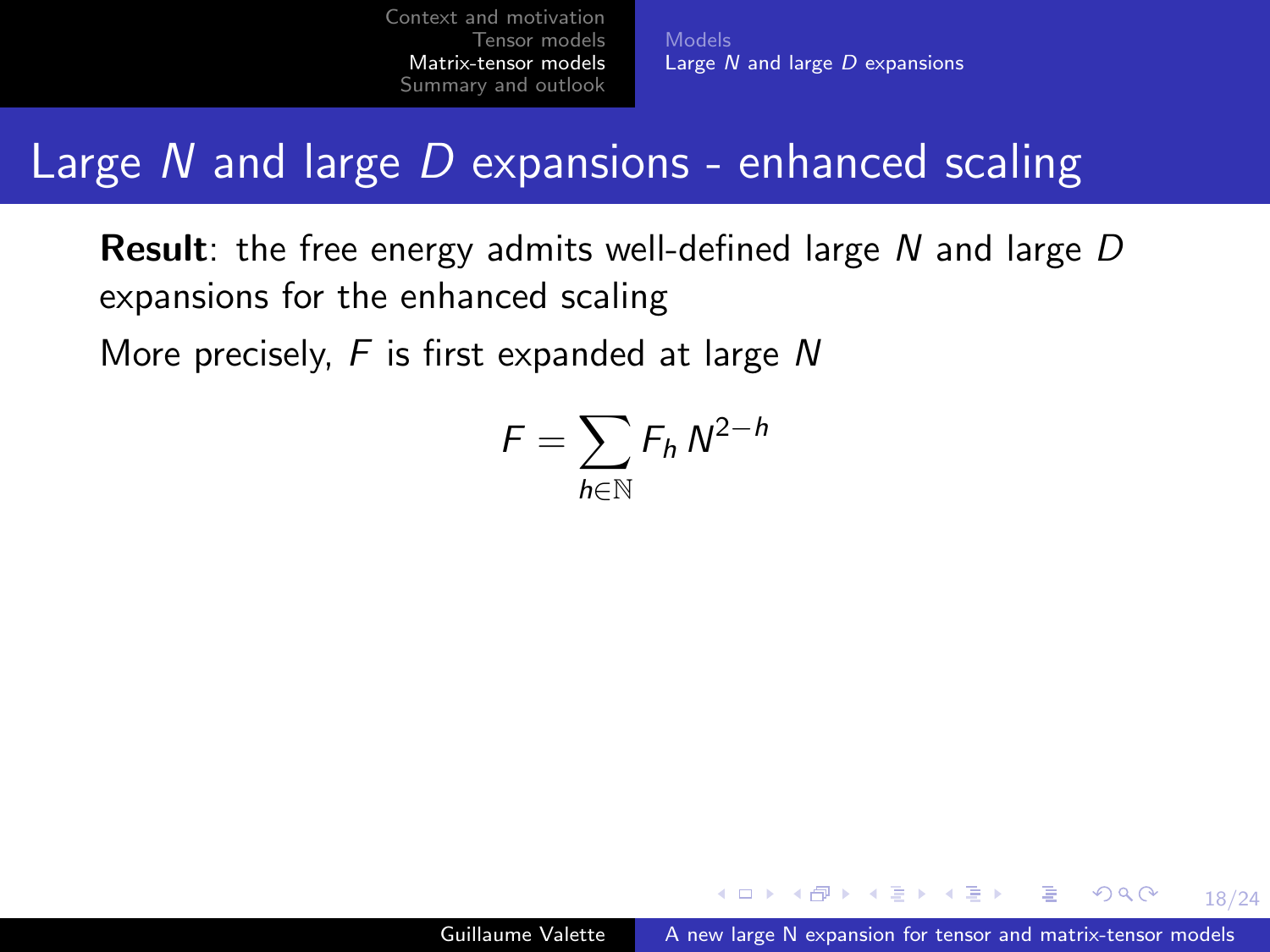# Large $N$ and large $D$ expansions - enhanced scaling

**Result**: the free energy admits well-defined large $N$ and large $D$ expansions for the enhanced scaling

More precisely, $F$ is first expanded at large $N$

$$F = \sum_{h \in \mathbb{N}} F_h \, N^{2-h}$$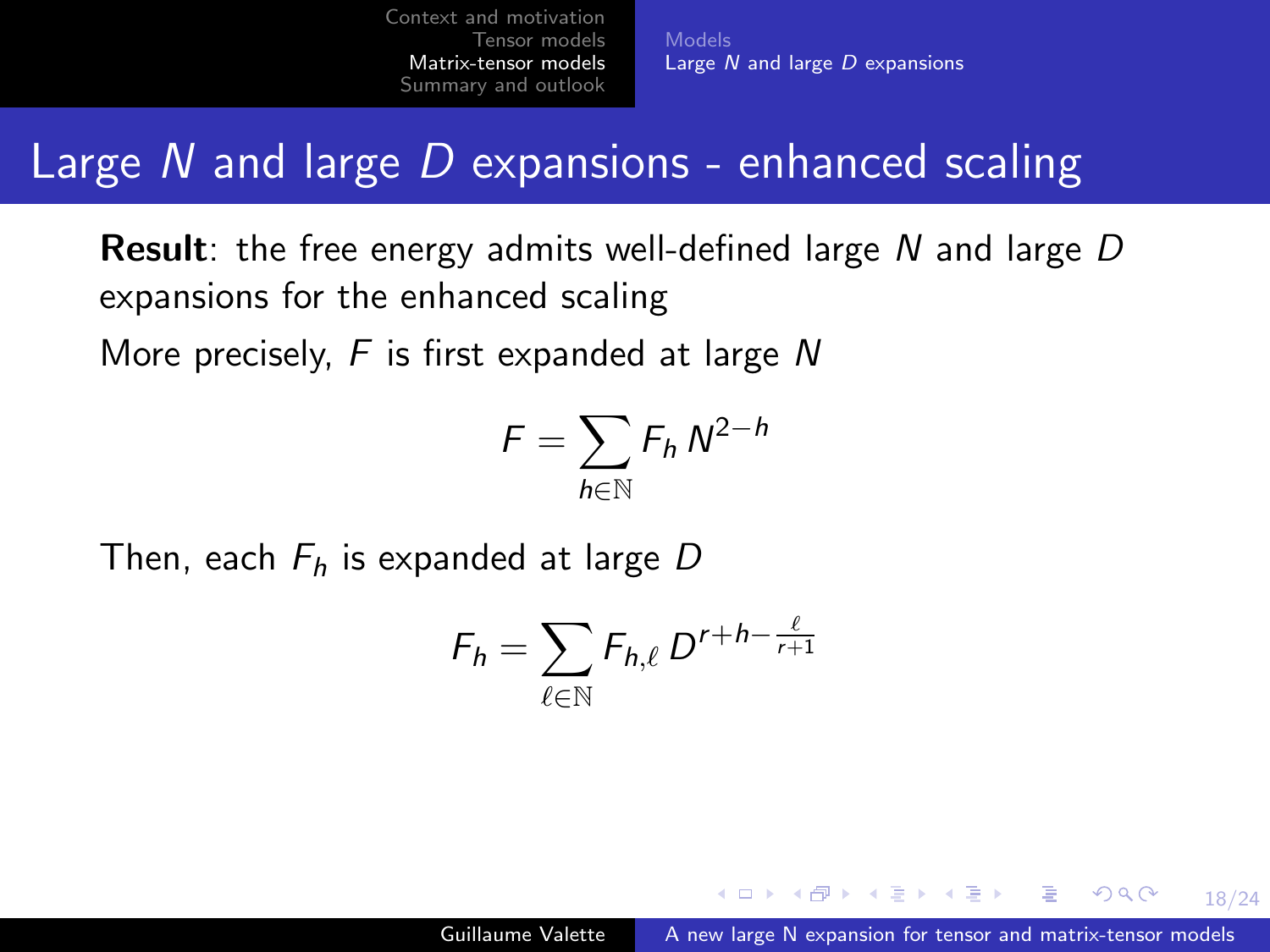# Large $N$ and large $D$ expansions - enhanced scaling

**Result**: the free energy admits well-defined large $N$ and large $D$ expansions for the enhanced scaling

More precisely, $F$ is first expanded at large $N$

$$F = \sum_{h \in \mathbb{N}} F_h \, N^{2-h}$$

Then, each $F_h$ is expanded at large $D$

$$F_h = \sum_{\ell \in \mathbb{N}} F_{h,\ell} \, D^{r+h-\frac{\ell}{r+1}}$$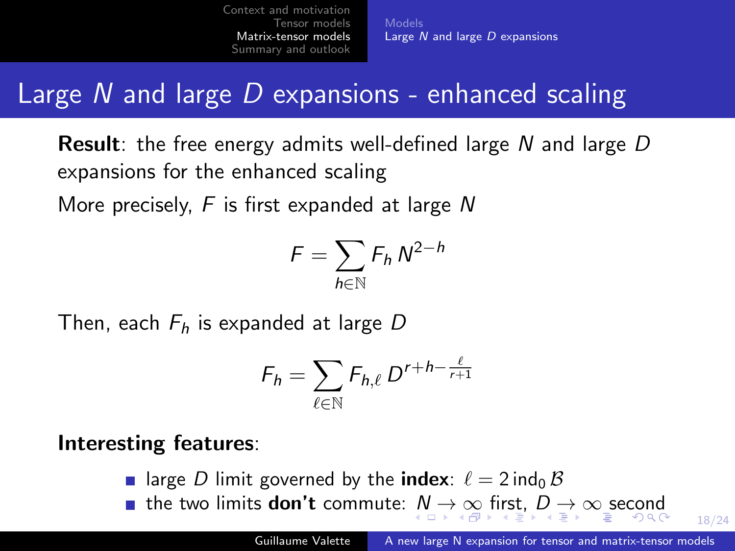# Large $N$ and large $D$ expansions - enhanced scaling

**Result**: the free energy admits well-defined large $N$ and large $D$ expansions for the enhanced scaling

More precisely, $F$ is first expanded at large $N$

$$F = \sum_{h \in \mathbb{N}} F_h \, N^{2-h}$$

Then, each $F_h$ is expanded at large $D$

$$F_h = \sum_{\ell \in \mathbb{N}} F_{h,\ell} \, D^{r+h-\frac{\ell}{r+1}}$$

**Interesting features**:

- large $D$ limit governed by the **index**: $\ell = 2 \, \mathrm{ind}_0 \, \mathcal{B}$
- the two limits **don't** commute: $N \to \infty$ first, $D \to \infty$ second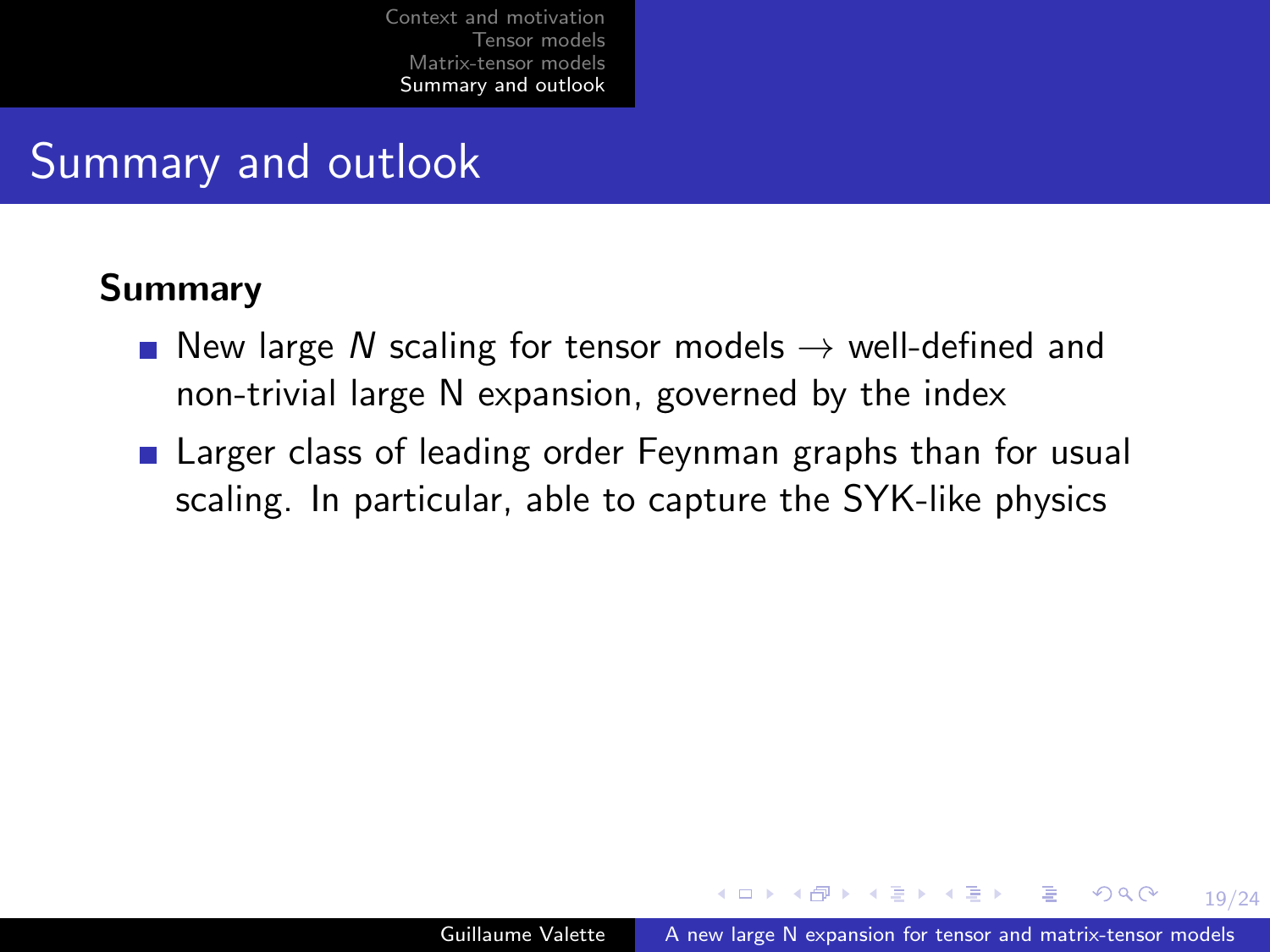# Summary and outlook

**Summary**

- New large $N$ scaling for tensor models $\rightarrow$ well-defined and non-trivial large N expansion, governed by the index
- Larger class of leading order Feynman graphs than for usual scaling. In particular, able to capture the SYK-like physics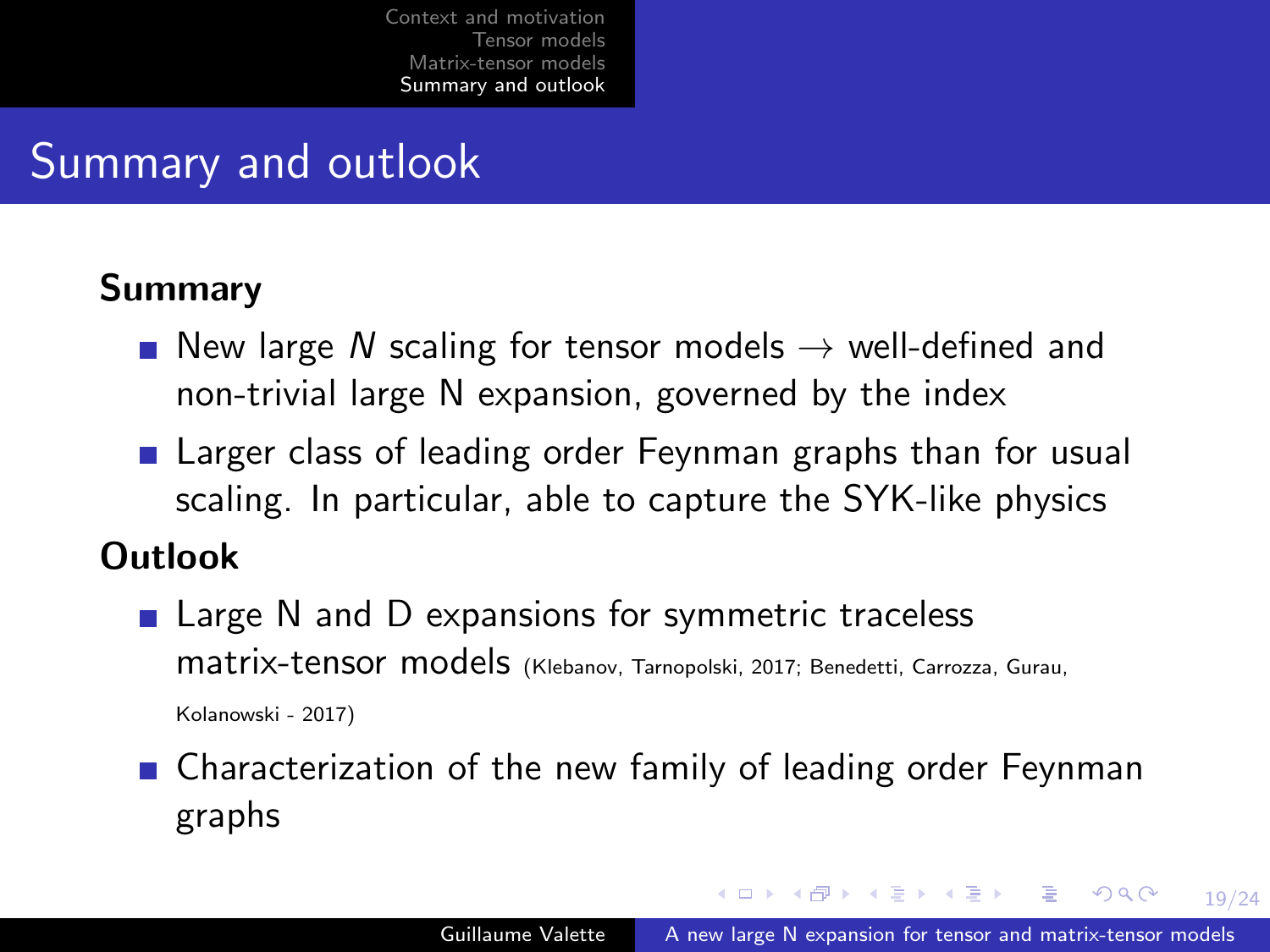# Summary and outlook

**Summary**

- New large $N$ scaling for tensor models $\rightarrow$ well-defined and non-trivial large N expansion, governed by the index
- Larger class of leading order Feynman graphs than for usual scaling. In particular, able to capture the SYK-like physics

**Outlook**

- Large N and D expansions for symmetric traceless matrix-tensor models (Klebanov, Tarnopolski, 2017; Benedetti, Carrozza, Gurau, Kolanowski - 2017)
- Characterization of the new family of leading order Feynman graphs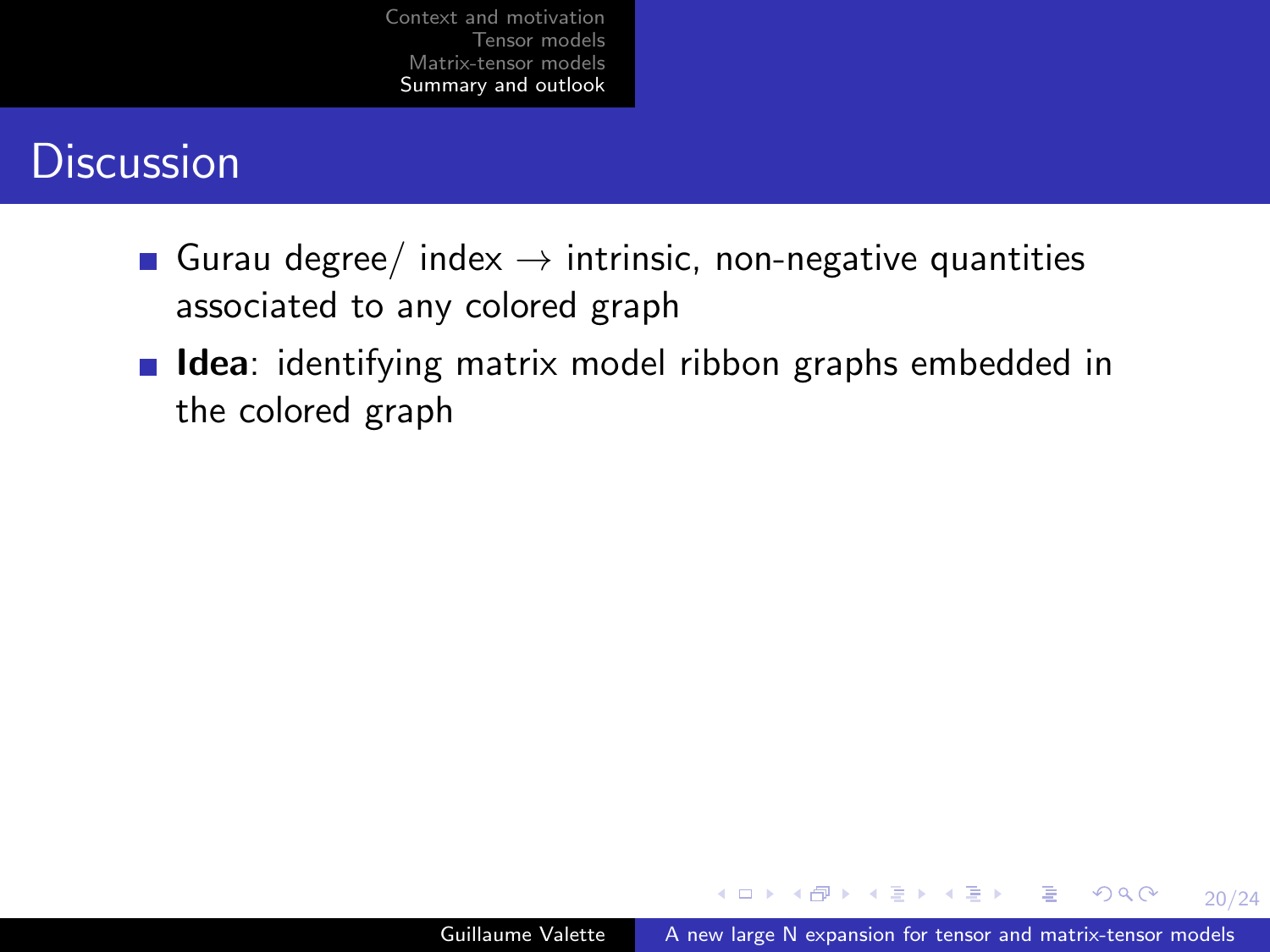# Discussion

- Gurau degree/ index $\rightarrow$ intrinsic, non-negative quantities associated to any colored graph
- **Idea**: identifying matrix model ribbon graphs embedded in the colored graph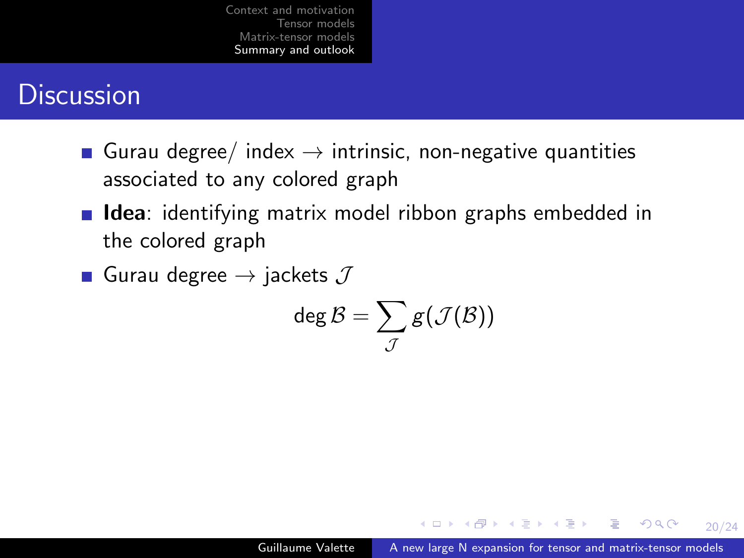## Discussion

- Gurau degree/ index $\to$ intrinsic, non-negative quantities associated to any colored graph
- **Idea**: identifying matrix model ribbon graphs embedded in the colored graph
- Gurau degree $\to$ jackets $\mathcal{J}$

$$\deg \mathcal{B} = \sum_{\mathcal{J}} g(\mathcal{J}(\mathcal{B}))$$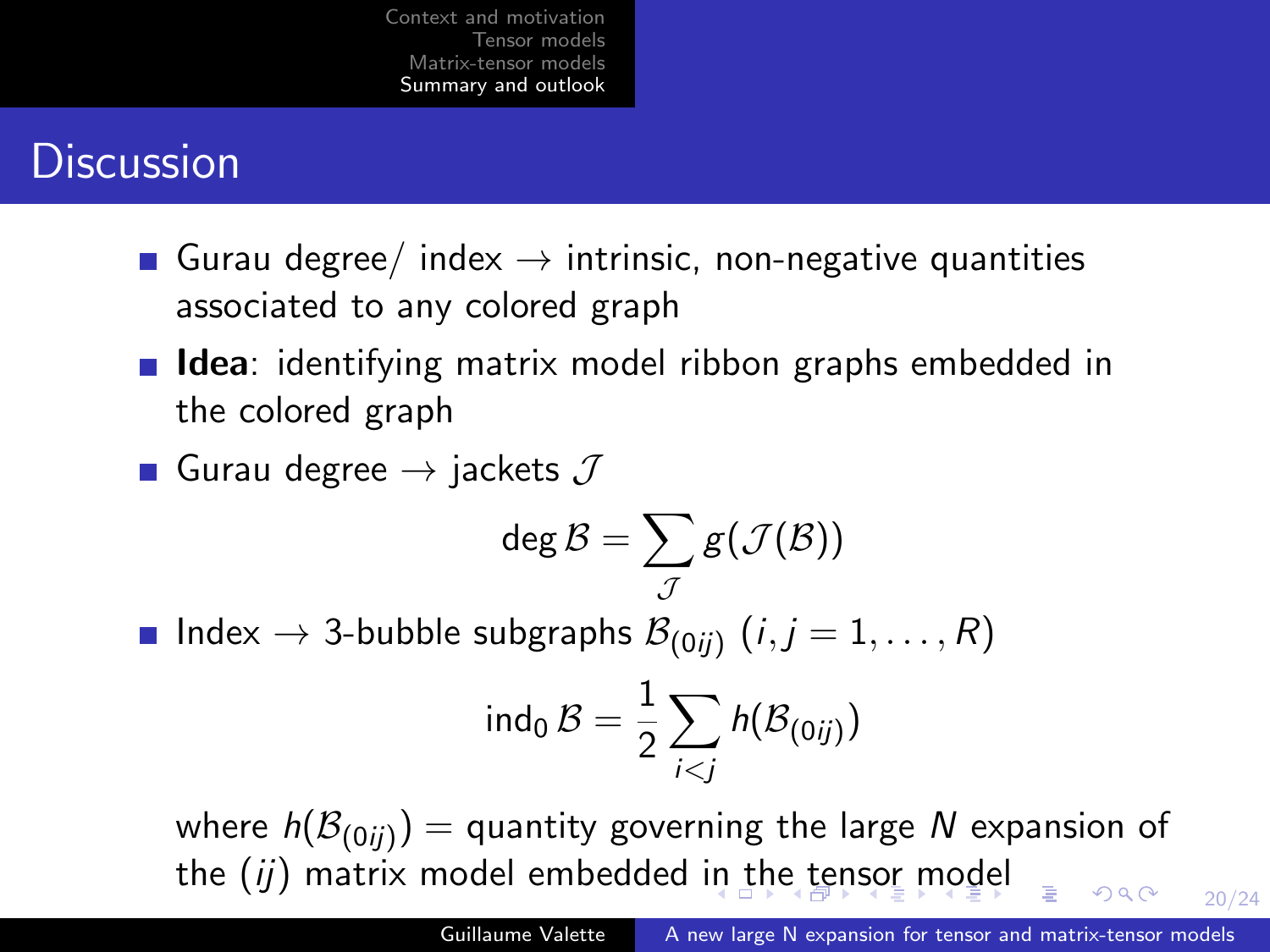# Discussion

- Gurau degree/ index $\rightarrow$ intrinsic, non-negative quantities associated to any colored graph
- **Idea**: identifying matrix model ribbon graphs embedded in the colored graph
- Gurau degree $\rightarrow$ jackets $\mathcal{J}$

$$\deg \mathcal{B} = \sum_{\mathcal{J}} g(\mathcal{J}(\mathcal{B}))$$

- Index $\rightarrow$ 3-bubble subgraphs $\mathcal{B}_{(0ij)}$ $(i, j = 1, \ldots, R)$

$$\text{ind}_0 \, \mathcal{B} = \frac{1}{2} \sum_{i<j} h(\mathcal{B}_{(0ij)})$$

  where $h(\mathcal{B}_{(0ij)})$ = quantity governing the large $N$ expansion of the $(ij)$ matrix model embedded in the tensor model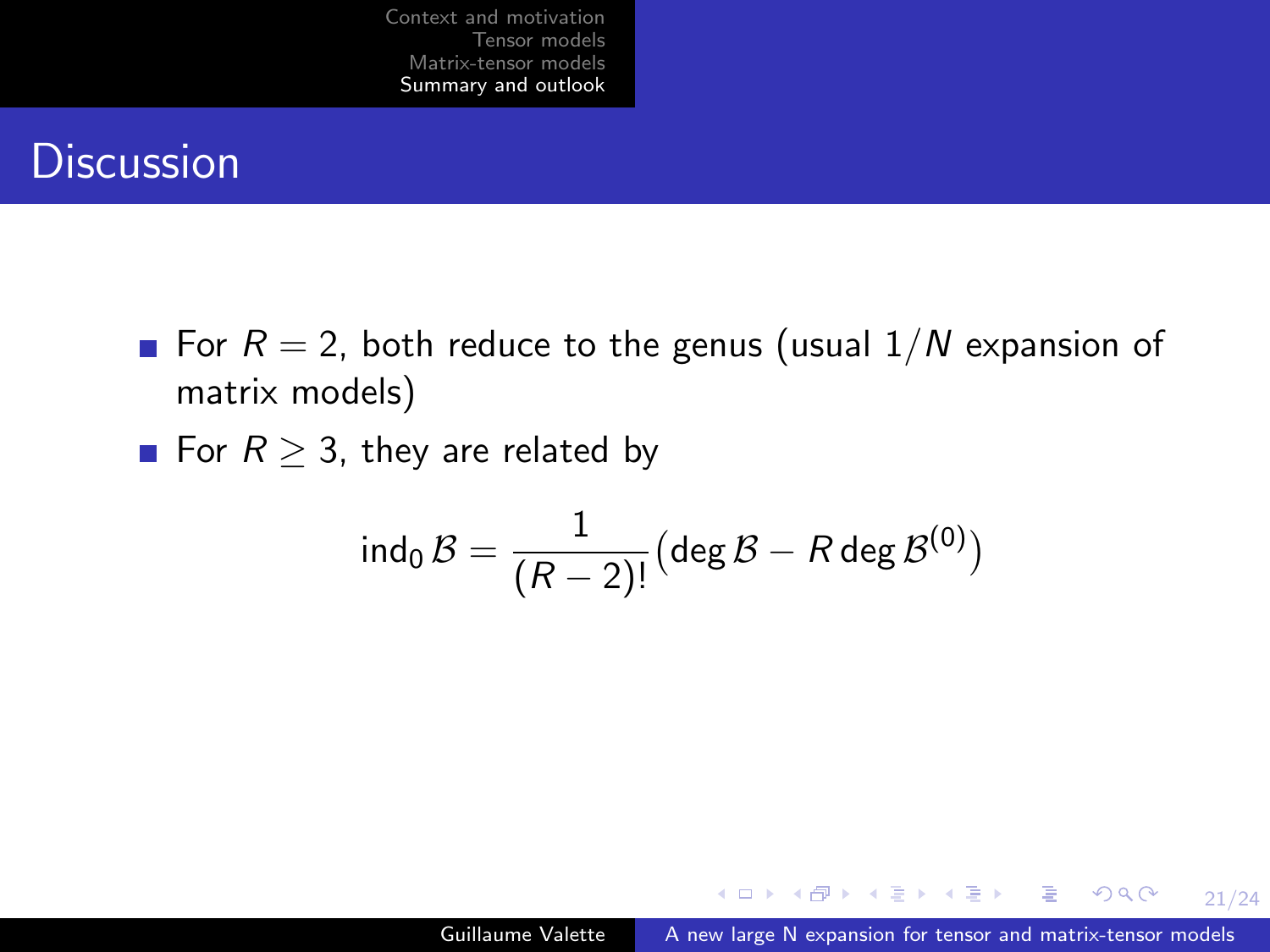# Discussion

- For $R = 2$, both reduce to the genus (usual $1/N$ expansion of matrix models)
- For $R \geq 3$, they are related by

$$\mathrm{ind}_0\, \mathcal{B} = \frac{1}{(R-2)!}\left(\deg \mathcal{B} - R \deg \mathcal{B}^{(0)}\right)$$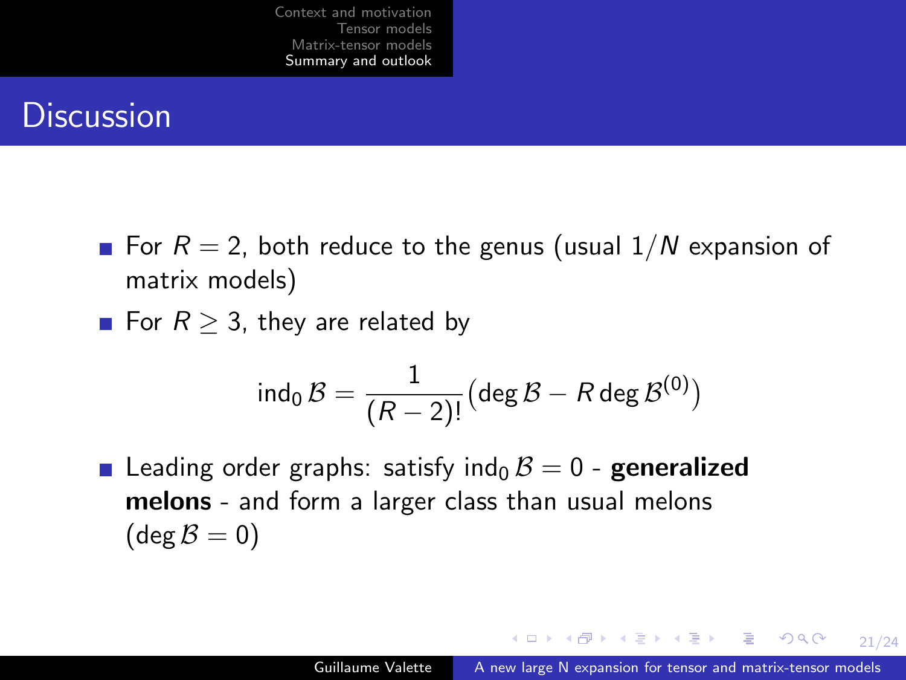# Discussion

- For $R = 2$, both reduce to the genus (usual $1/N$ expansion of matrix models)
- For $R \geq 3$, they are related by

$$\mathrm{ind}_0\, \mathcal{B} = \frac{1}{(R-2)!}\left(\deg \mathcal{B} - R \deg \mathcal{B}^{(0)}\right)$$

- Leading order graphs: satisfy $\mathrm{ind}_0\, \mathcal{B} = 0$ - **generalized melons** - and form a larger class than usual melons ($\deg \mathcal{B} = 0$)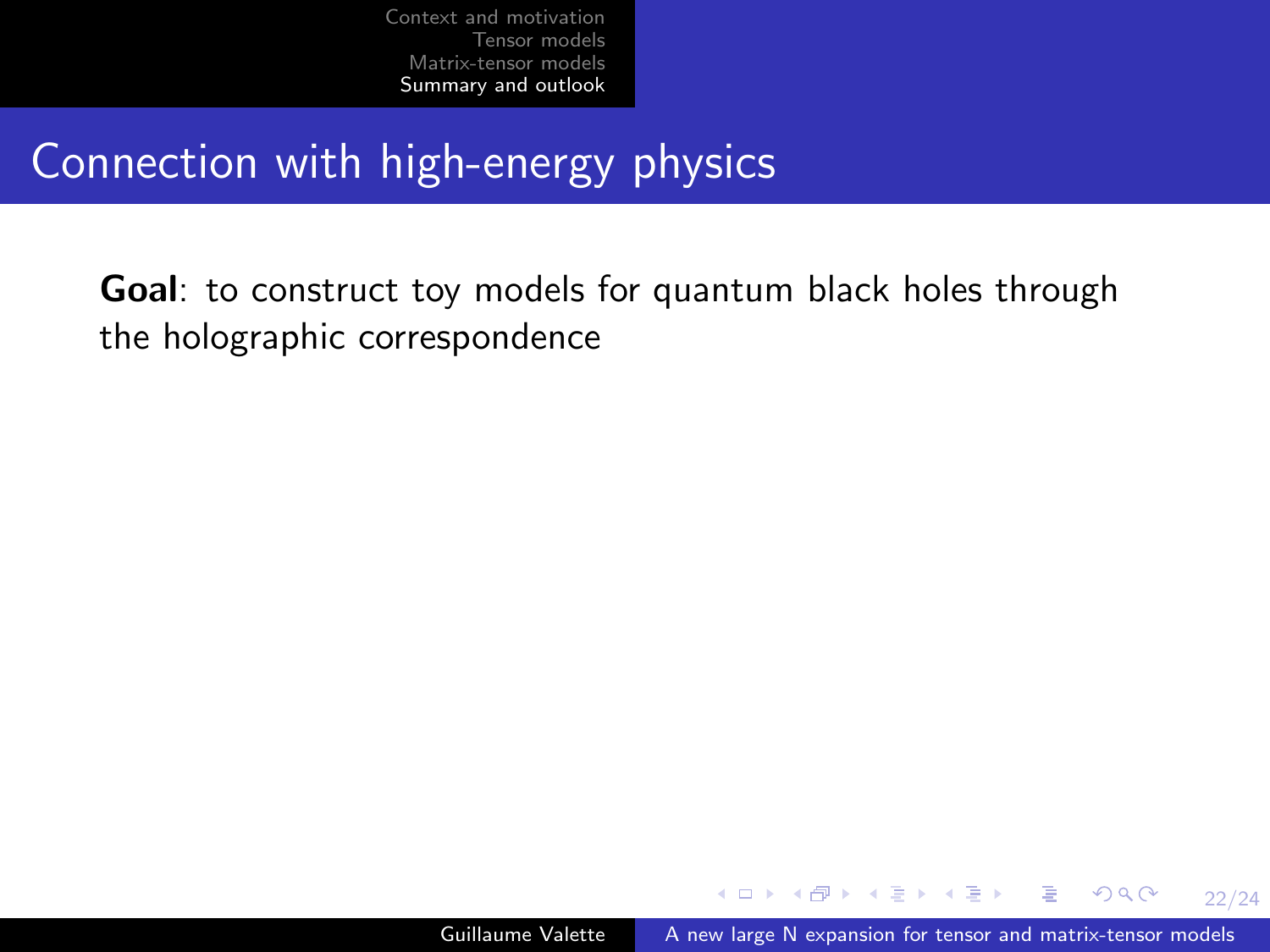# Connection with high-energy physics

**Goal**: to construct toy models for quantum black holes through the holographic correspondence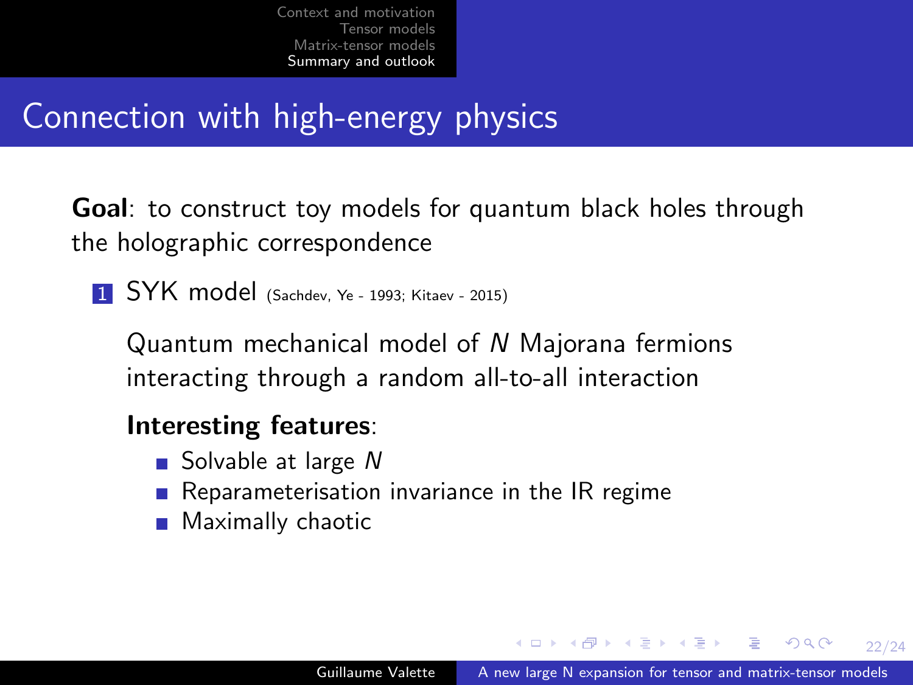# Connection with high-energy physics

**Goal**: to construct toy models for quantum black holes through the holographic correspondence

1. SYK model (Sachdev, Ye - 1993; Kitaev - 2015)

   Quantum mechanical model of $N$ Majorana fermions interacting through a random all-to-all interaction

   **Interesting features**:

   - Solvable at large $N$
   - Reparameterisation invariance in the IR regime
   - Maximally chaotic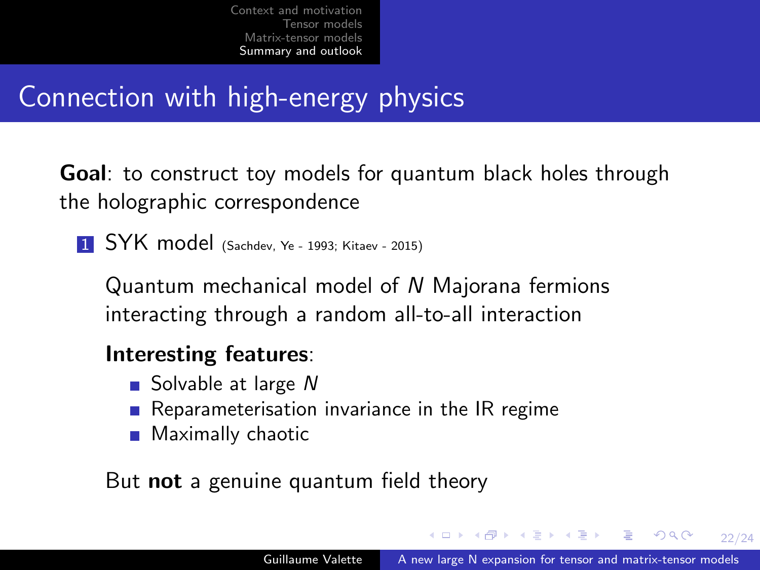## Connection with high-energy physics

**Goal**: to construct toy models for quantum black holes through the holographic correspondence

1. SYK model (Sachdev, Ye - 1993; Kitaev - 2015)

   Quantum mechanical model of $N$ Majorana fermions interacting through a random all-to-all interaction

   **Interesting features**:

   - Solvable at large $N$
   - Reparameterisation invariance in the IR regime
   - Maximally chaotic

   But **not** a genuine quantum field theory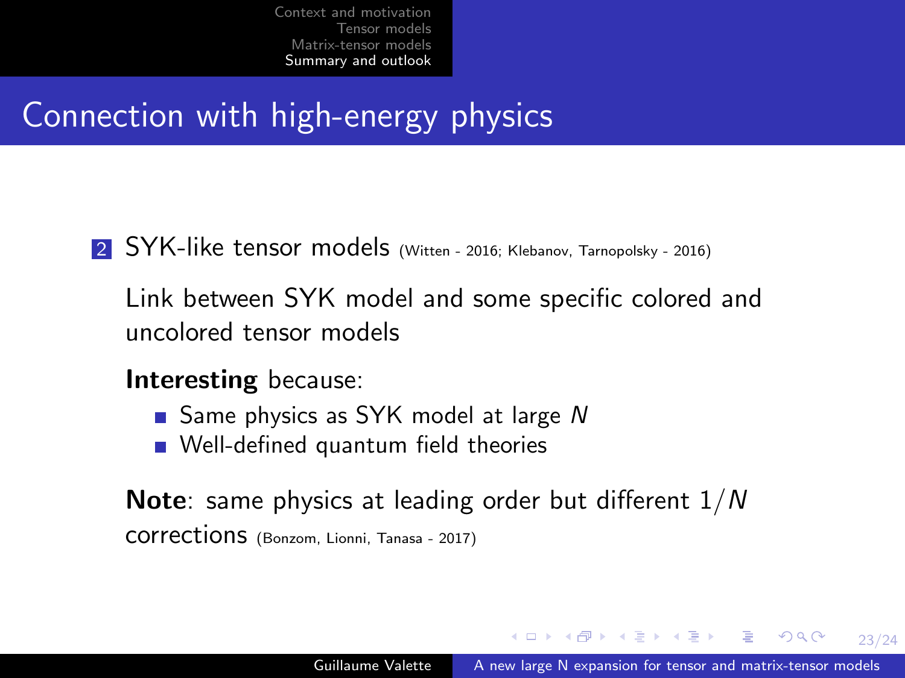# Connection with high-energy physics

2. SYK-like tensor models (Witten - 2016; Klebanov, Tarnopolsky - 2016)

   Link between SYK model and some specific colored and uncolored tensor models

   **Interesting** because:

   - Same physics as SYK model at large $N$
   - Well-defined quantum field theories

   **Note**: same physics at leading order but different $1/N$ corrections (Bonzom, Lionni, Tanasa - 2017)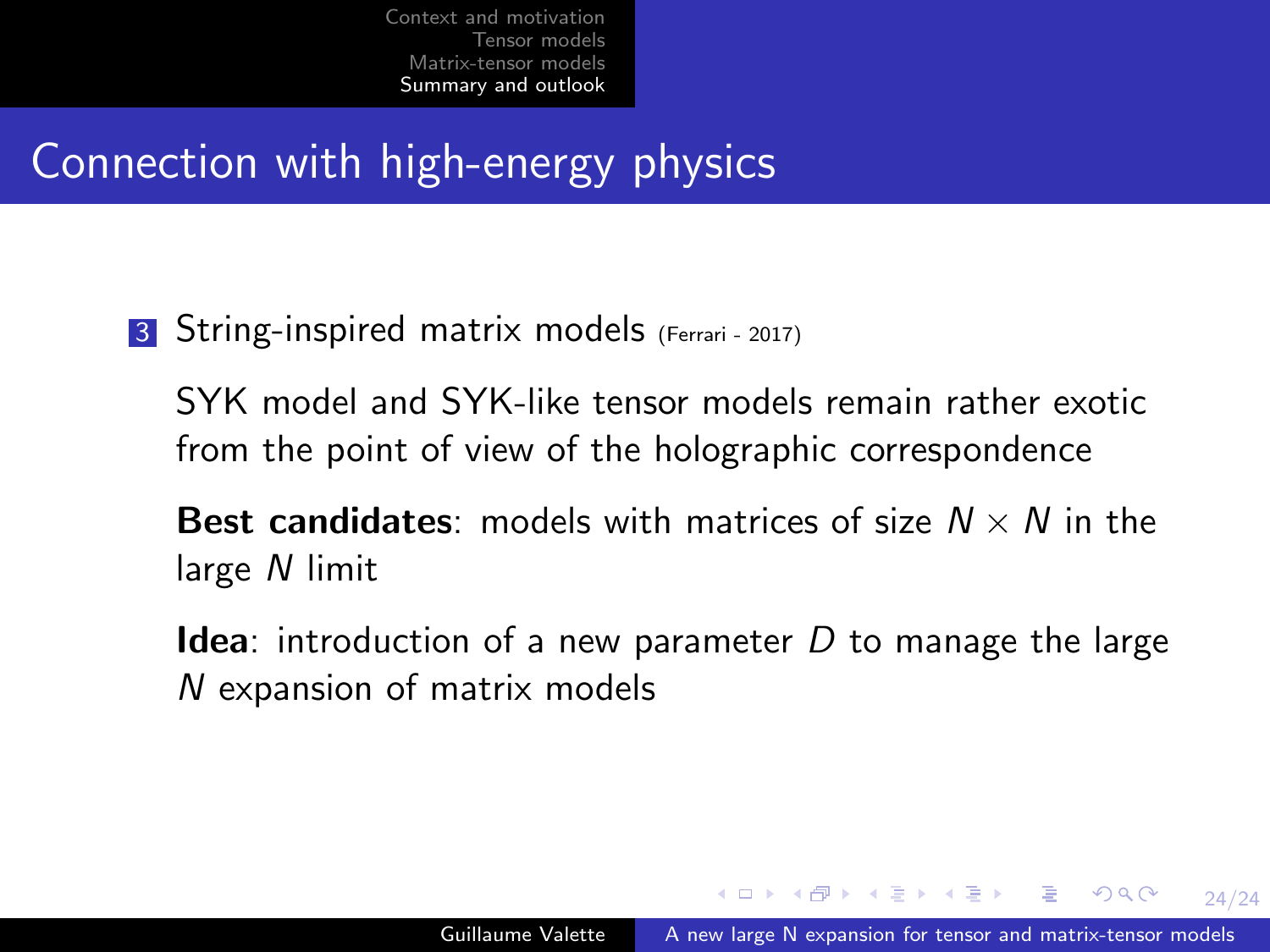# Connection with high-energy physics

3. String-inspired matrix models (Ferrari - 2017)

   SYK model and SYK-like tensor models remain rather exotic from the point of view of the holographic correspondence

   **Best candidates**: models with matrices of size $N \times N$ in the large $N$ limit

   **Idea**: introduction of a new parameter $D$ to manage the large $N$ expansion of matrix models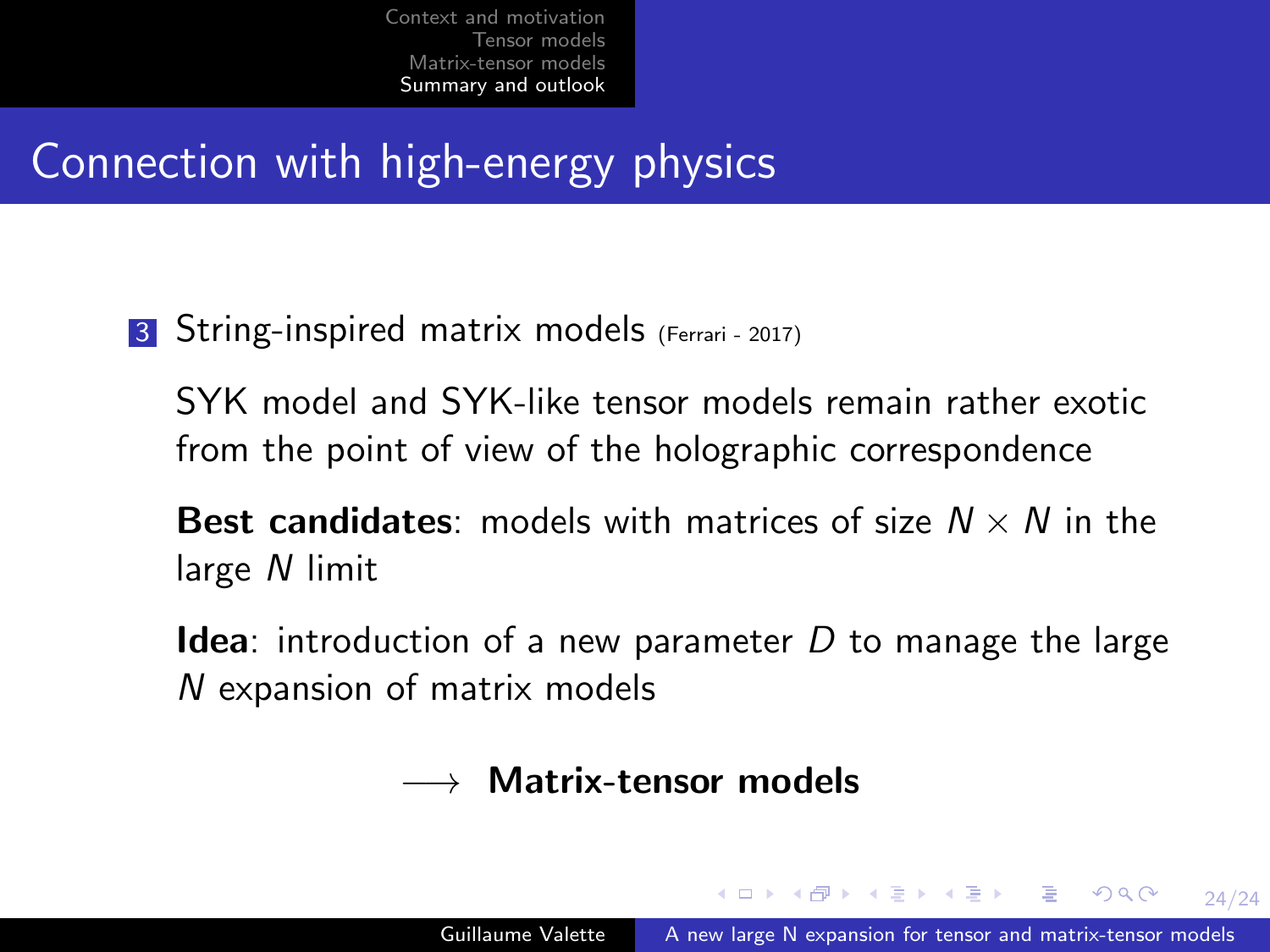# Connection with high-energy physics

3. String-inspired matrix models (Ferrari - 2017)

   SYK model and SYK-like tensor models remain rather exotic from the point of view of the holographic correspondence

   **Best candidates**: models with matrices of size $N \times N$ in the large $N$ limit

   **Idea**: introduction of a new parameter $D$ to manage the large $N$ expansion of matrix models

$\longrightarrow$ **Matrix-tensor models**